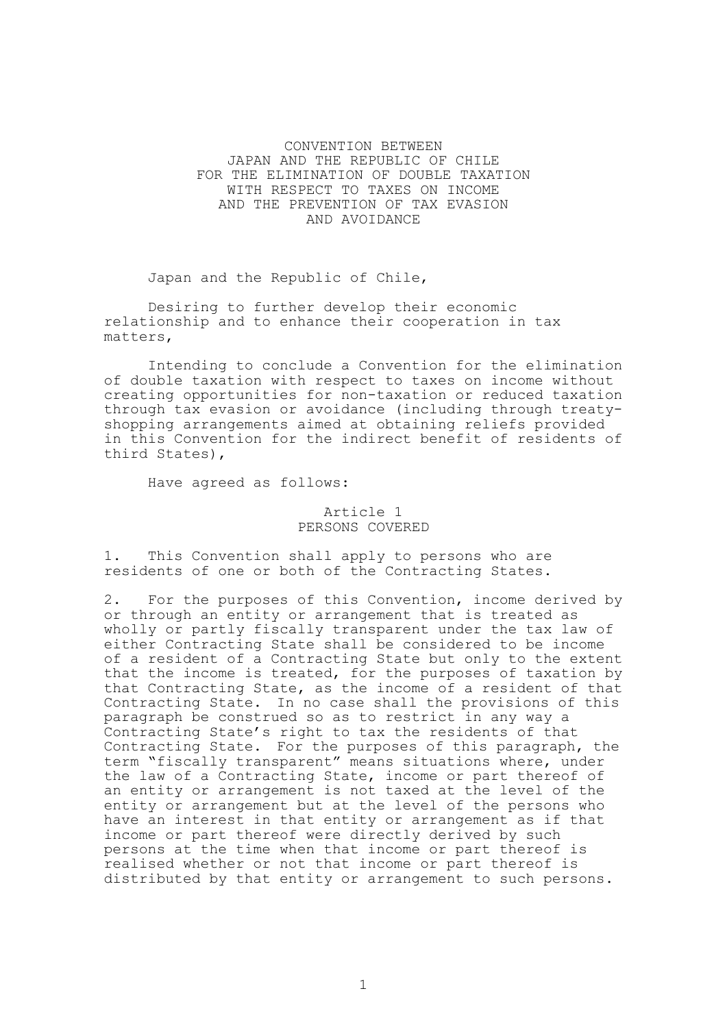# CONVENTION BETWEEN JAPAN AND THE REPUBLIC OF CHILE FOR THE ELIMINATION OF DOUBLE TAXATION WITH RESPECT TO TAXES ON INCOME AND THE PREVENTION OF TAX EVASION AND AVOIDANCE

Japan and the Republic of Chile,

Desiring to further develop their economic relationship and to enhance their cooperation in tax matters,

Intending to conclude a Convention for the elimination of double taxation with respect to taxes on income without creating opportunities for non-taxation or reduced taxation through tax evasion or avoidance (including through treaty-shopping arrangements aimed at obtaining reliefs provided in this Convention for the indirect benefit of residents of third States),

Have agreed as follows:

## Article 1
## PERSONS COVERED

1. This Convention shall apply to persons who are residents of one or both of the Contracting States.

2. For the purposes of this Convention, income derived by or through an entity or arrangement that is treated as wholly or partly fiscally transparent under the tax law of either Contracting State shall be considered to be income of a resident of a Contracting State but only to the extent that the income is treated, for the purposes of taxation by that Contracting State, as the income of a resident of that Contracting State. In no case shall the provisions of this paragraph be construed so as to restrict in any way a Contracting State's right to tax the residents of that Contracting State. For the purposes of this paragraph, the term "fiscally transparent" means situations where, under the law of a Contracting State, income or part thereof of an entity or arrangement is not taxed at the level of the entity or arrangement but at the level of the persons who have an interest in that entity or arrangement as if that income or part thereof were directly derived by such persons at the time when that income or part thereof is realised whether or not that income or part thereof is distributed by that entity or arrangement to such persons.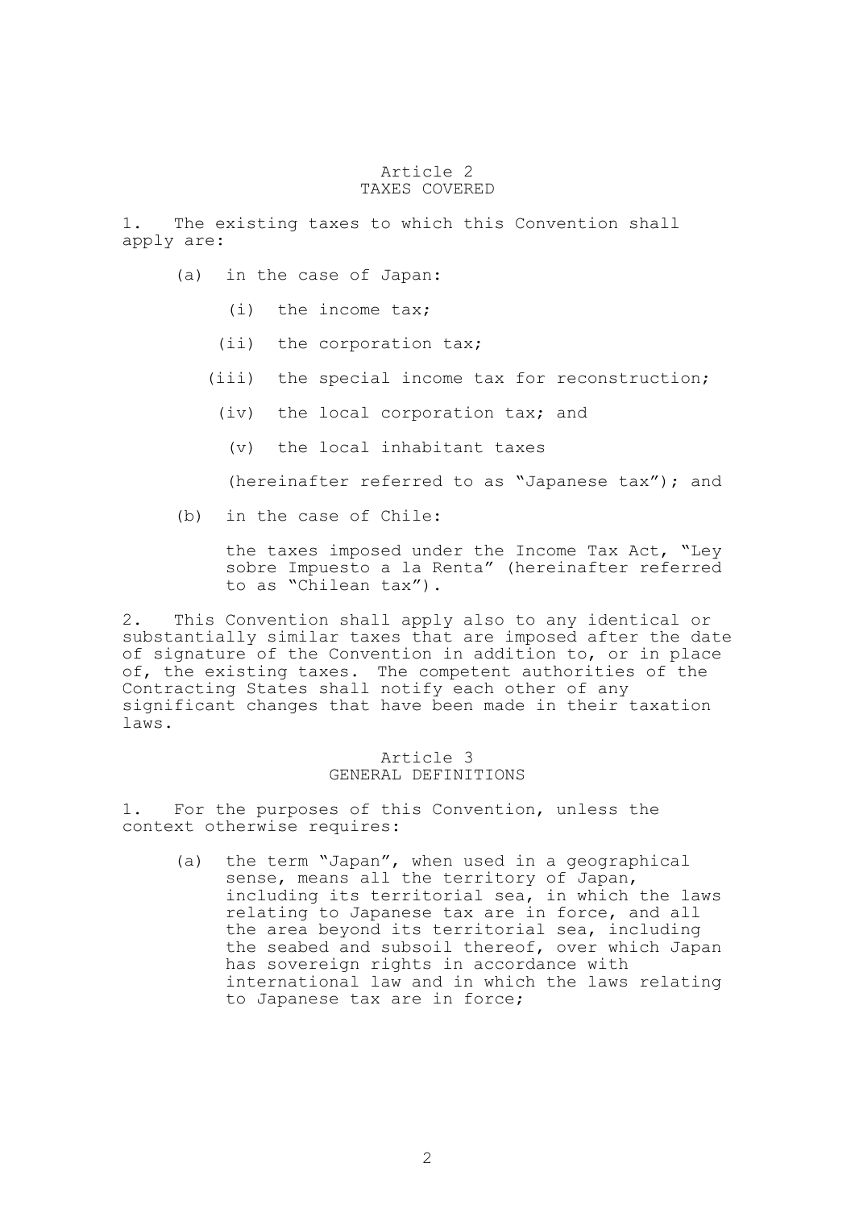## Article 2
## TAXES COVERED

1. The existing taxes to which this Convention shall apply are:

   (a) in the case of Japan:

      (i) the income tax;

      (ii) the corporation tax;

      (iii) the special income tax for reconstruction;

      (iv) the local corporation tax; and

      (v) the local inhabitant taxes

      (hereinafter referred to as "Japanese tax"); and

   (b) in the case of Chile:

      the taxes imposed under the Income Tax Act, "Ley sobre Impuesto a la Renta" (hereinafter referred to as "Chilean tax").

2. This Convention shall apply also to any identical or substantially similar taxes that are imposed after the date of signature of the Convention in addition to, or in place of, the existing taxes. The competent authorities of the Contracting States shall notify each other of any significant changes that have been made in their taxation laws.

## Article 3
## GENERAL DEFINITIONS

1. For the purposes of this Convention, unless the context otherwise requires:

   (a) the term "Japan", when used in a geographical sense, means all the territory of Japan, including its territorial sea, in which the laws relating to Japanese tax are in force, and all the area beyond its territorial sea, including the seabed and subsoil thereof, over which Japan has sovereign rights in accordance with international law and in which the laws relating to Japanese tax are in force;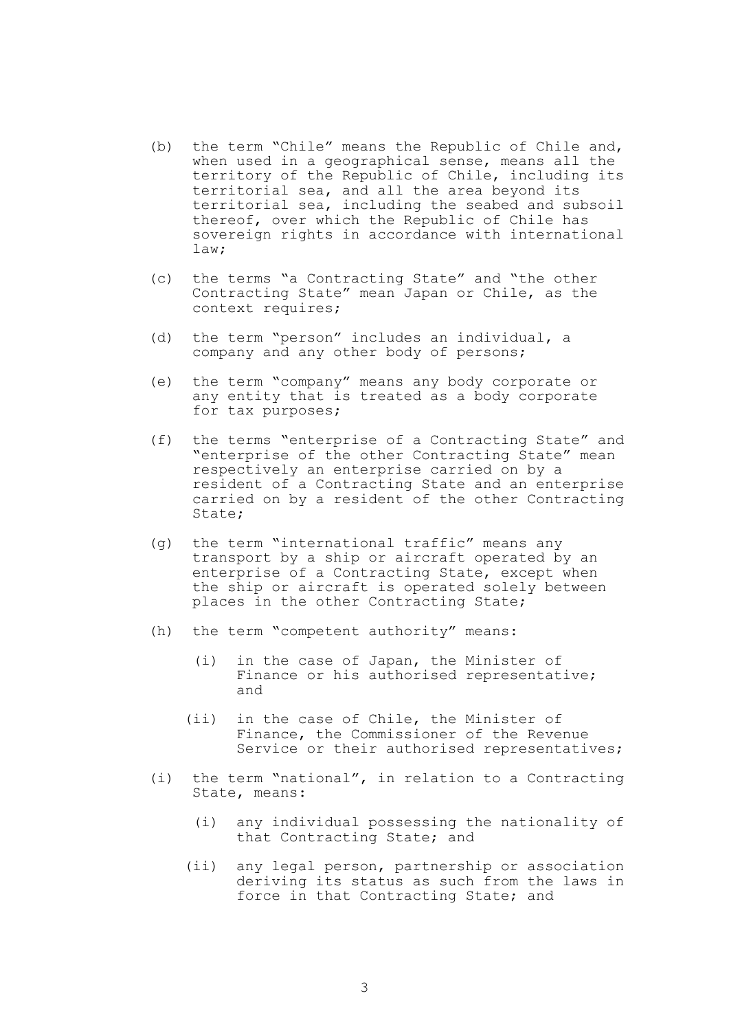(b) the term “Chile” means the Republic of Chile and, when used in a geographical sense, means all the territory of the Republic of Chile, including its territorial sea, and all the area beyond its territorial sea, including the seabed and subsoil thereof, over which the Republic of Chile has sovereign rights in accordance with international law;

(c) the terms “a Contracting State” and “the other Contracting State” mean Japan or Chile, as the context requires;

(d) the term “person” includes an individual, a company and any other body of persons;

(e) the term “company” means any body corporate or any entity that is treated as a body corporate for tax purposes;

(f) the terms “enterprise of a Contracting State” and “enterprise of the other Contracting State” mean respectively an enterprise carried on by a resident of a Contracting State and an enterprise carried on by a resident of the other Contracting State;

(g) the term “international traffic” means any transport by a ship or aircraft operated by an enterprise of a Contracting State, except when the ship or aircraft is operated solely between places in the other Contracting State;

(h) the term “competent authority” means:

  (i) in the case of Japan, the Minister of Finance or his authorised representative; and

  (ii) in the case of Chile, the Minister of Finance, the Commissioner of the Revenue Service or their authorised representatives;

(i) the term “national”, in relation to a Contracting State, means:

  (i) any individual possessing the nationality of that Contracting State; and

  (ii) any legal person, partnership or association deriving its status as such from the laws in force in that Contracting State; and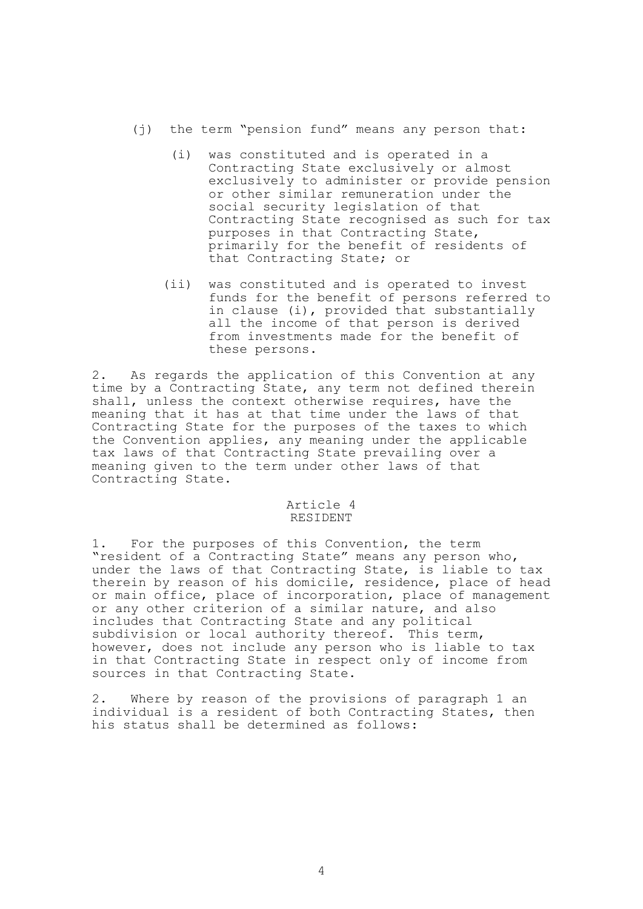(j) the term "pension fund" means any person that:

   (i) was constituted and is operated in a Contracting State exclusively or almost exclusively to administer or provide pension or other similar remuneration under the social security legislation of that Contracting State recognised as such for tax purposes in that Contracting State, primarily for the benefit of residents of that Contracting State; or

   (ii) was constituted and is operated to invest funds for the benefit of persons referred to in clause (i), provided that substantially all the income of that person is derived from investments made for the benefit of these persons.

2. As regards the application of this Convention at any time by a Contracting State, any term not defined therein shall, unless the context otherwise requires, have the meaning that it has at that time under the laws of that Contracting State for the purposes of the taxes to which the Convention applies, any meaning under the applicable tax laws of that Contracting State prevailing over a meaning given to the term under other laws of that Contracting State.

## Article 4
## RESIDENT

1. For the purposes of this Convention, the term "resident of a Contracting State" means any person who, under the laws of that Contracting State, is liable to tax therein by reason of his domicile, residence, place of head or main office, place of incorporation, place of management or any other criterion of a similar nature, and also includes that Contracting State and any political subdivision or local authority thereof. This term, however, does not include any person who is liable to tax in that Contracting State in respect only of income from sources in that Contracting State.

2. Where by reason of the provisions of paragraph 1 an individual is a resident of both Contracting States, then his status shall be determined as follows: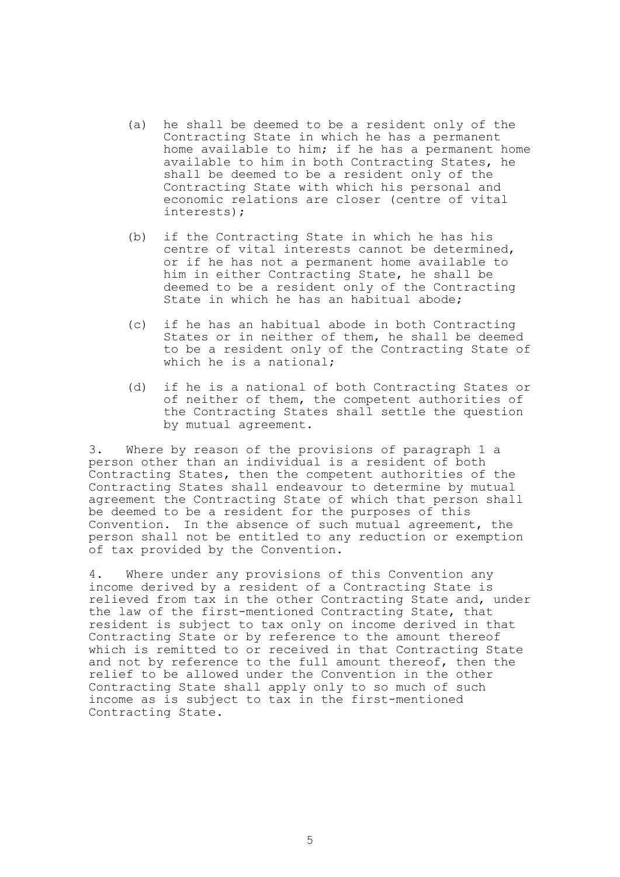(a) he shall be deemed to be a resident only of the Contracting State in which he has a permanent home available to him; if he has a permanent home available to him in both Contracting States, he shall be deemed to be a resident only of the Contracting State with which his personal and economic relations are closer (centre of vital interests);

(b) if the Contracting State in which he has his centre of vital interests cannot be determined, or if he has not a permanent home available to him in either Contracting State, he shall be deemed to be a resident only of the Contracting State in which he has an habitual abode;

(c) if he has an habitual abode in both Contracting States or in neither of them, he shall be deemed to be a resident only of the Contracting State of which he is a national;

(d) if he is a national of both Contracting States or of neither of them, the competent authorities of the Contracting States shall settle the question by mutual agreement.

3. Where by reason of the provisions of paragraph 1 a person other than an individual is a resident of both Contracting States, then the competent authorities of the Contracting States shall endeavour to determine by mutual agreement the Contracting State of which that person shall be deemed to be a resident for the purposes of this Convention. In the absence of such mutual agreement, the person shall not be entitled to any reduction or exemption of tax provided by the Convention.

4. Where under any provisions of this Convention any income derived by a resident of a Contracting State is relieved from tax in the other Contracting State and, under the law of the first-mentioned Contracting State, that resident is subject to tax only on income derived in that Contracting State or by reference to the amount thereof which is remitted to or received in that Contracting State and not by reference to the full amount thereof, then the relief to be allowed under the Convention in the other Contracting State shall apply only to so much of such income as is subject to tax in the first-mentioned Contracting State.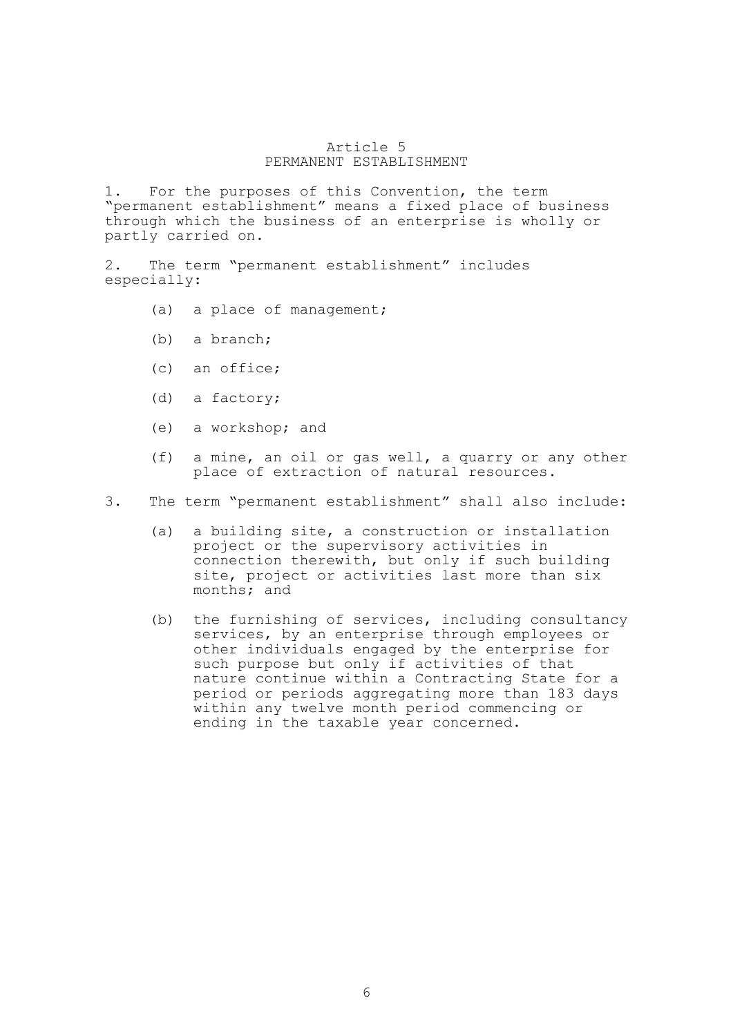## Article 5
## PERMANENT ESTABLISHMENT

1. For the purposes of this Convention, the term "permanent establishment" means a fixed place of business through which the business of an enterprise is wholly or partly carried on.

2. The term "permanent establishment" includes especially:

   (a) a place of management;

   (b) a branch;

   (c) an office;

   (d) a factory;

   (e) a workshop; and

   (f) a mine, an oil or gas well, a quarry or any other place of extraction of natural resources.

3. The term "permanent establishment" shall also include:

   (a) a building site, a construction or installation project or the supervisory activities in connection therewith, but only if such building site, project or activities last more than six months; and

   (b) the furnishing of services, including consultancy services, by an enterprise through employees or other individuals engaged by the enterprise for such purpose but only if activities of that nature continue within a Contracting State for a period or periods aggregating more than 183 days within any twelve month period commencing or ending in the taxable year concerned.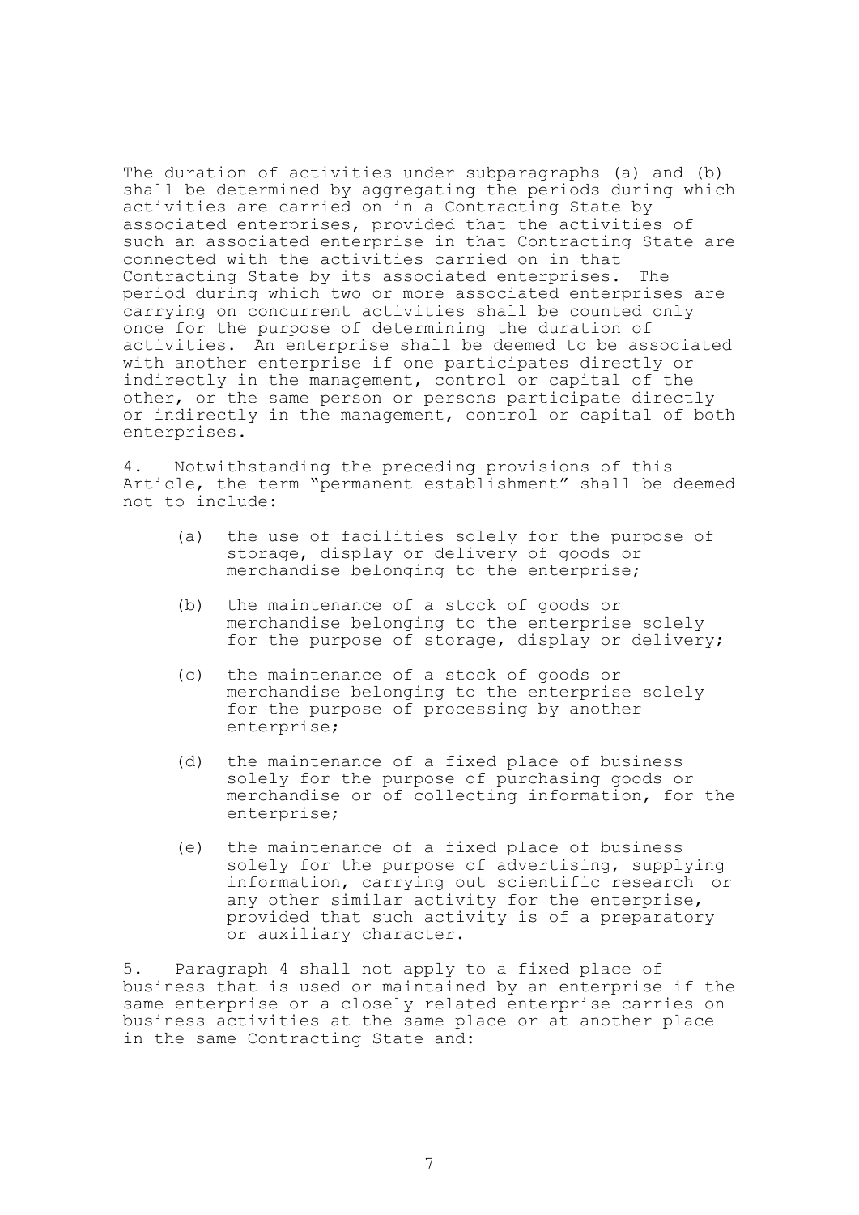The duration of activities under subparagraphs (a) and (b) shall be determined by aggregating the periods during which activities are carried on in a Contracting State by associated enterprises, provided that the activities of such an associated enterprise in that Contracting State are connected with the activities carried on in that Contracting State by its associated enterprises. The period during which two or more associated enterprises are carrying on concurrent activities shall be counted only once for the purpose of determining the duration of activities. An enterprise shall be deemed to be associated with another enterprise if one participates directly or indirectly in the management, control or capital of the other, or the same person or persons participate directly or indirectly in the management, control or capital of both enterprises.

4. Notwithstanding the preceding provisions of this Article, the term "permanent establishment" shall be deemed not to include:

(a) the use of facilities solely for the purpose of storage, display or delivery of goods or merchandise belonging to the enterprise;

(b) the maintenance of a stock of goods or merchandise belonging to the enterprise solely for the purpose of storage, display or delivery;

(c) the maintenance of a stock of goods or merchandise belonging to the enterprise solely for the purpose of processing by another enterprise;

(d) the maintenance of a fixed place of business solely for the purpose of purchasing goods or merchandise or of collecting information, for the enterprise;

(e) the maintenance of a fixed place of business solely for the purpose of advertising, supplying information, carrying out scientific research or any other similar activity for the enterprise, provided that such activity is of a preparatory or auxiliary character.

5. Paragraph 4 shall not apply to a fixed place of business that is used or maintained by an enterprise if the same enterprise or a closely related enterprise carries on business activities at the same place or at another place in the same Contracting State and: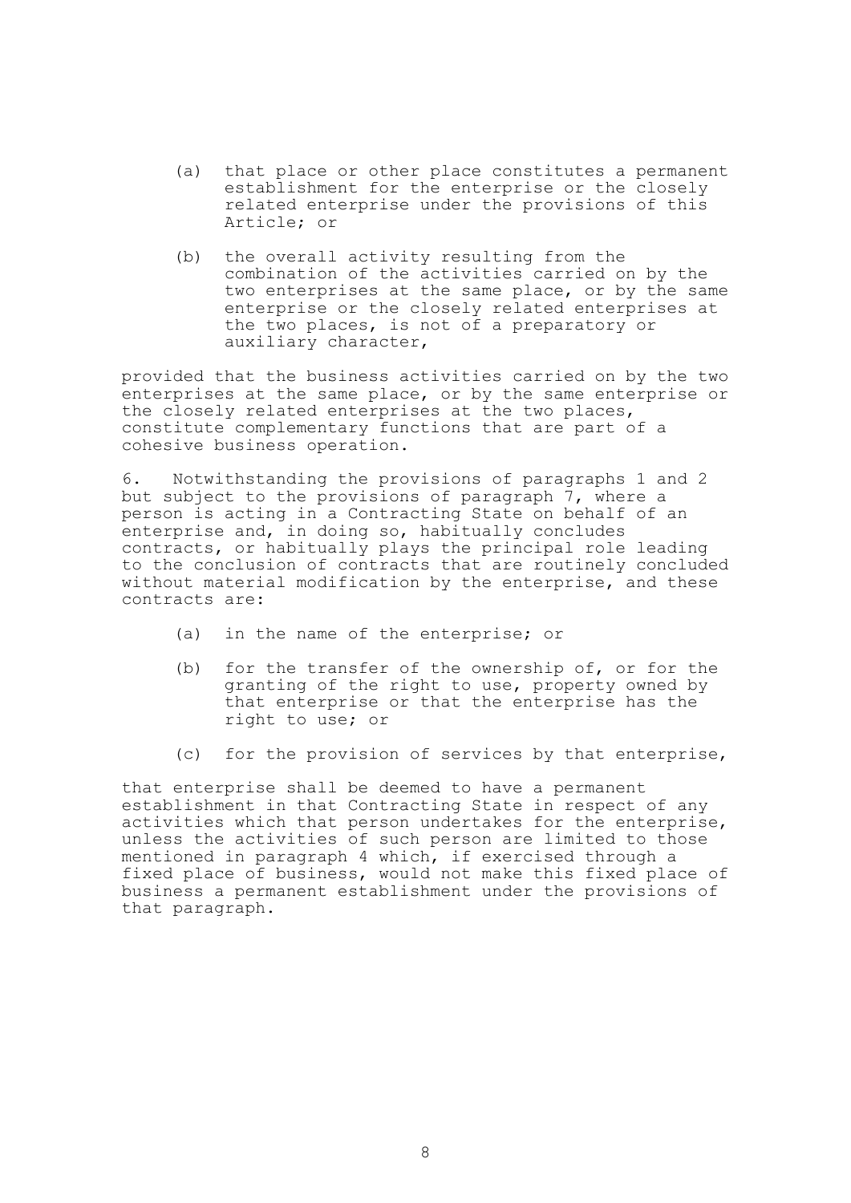(a) that place or other place constitutes a permanent establishment for the enterprise or the closely related enterprise under the provisions of this Article; or

(b) the overall activity resulting from the combination of the activities carried on by the two enterprises at the same place, or by the same enterprise or the closely related enterprises at the two places, is not of a preparatory or auxiliary character,

provided that the business activities carried on by the two enterprises at the same place, or by the same enterprise or the closely related enterprises at the two places, constitute complementary functions that are part of a cohesive business operation.

6. Notwithstanding the provisions of paragraphs 1 and 2 but subject to the provisions of paragraph 7, where a person is acting in a Contracting State on behalf of an enterprise and, in doing so, habitually concludes contracts, or habitually plays the principal role leading to the conclusion of contracts that are routinely concluded without material modification by the enterprise, and these contracts are:

(a) in the name of the enterprise; or

(b) for the transfer of the ownership of, or for the granting of the right to use, property owned by that enterprise or that the enterprise has the right to use; or

(c) for the provision of services by that enterprise,

that enterprise shall be deemed to have a permanent establishment in that Contracting State in respect of any activities which that person undertakes for the enterprise, unless the activities of such person are limited to those mentioned in paragraph 4 which, if exercised through a fixed place of business, would not make this fixed place of business a permanent establishment under the provisions of that paragraph.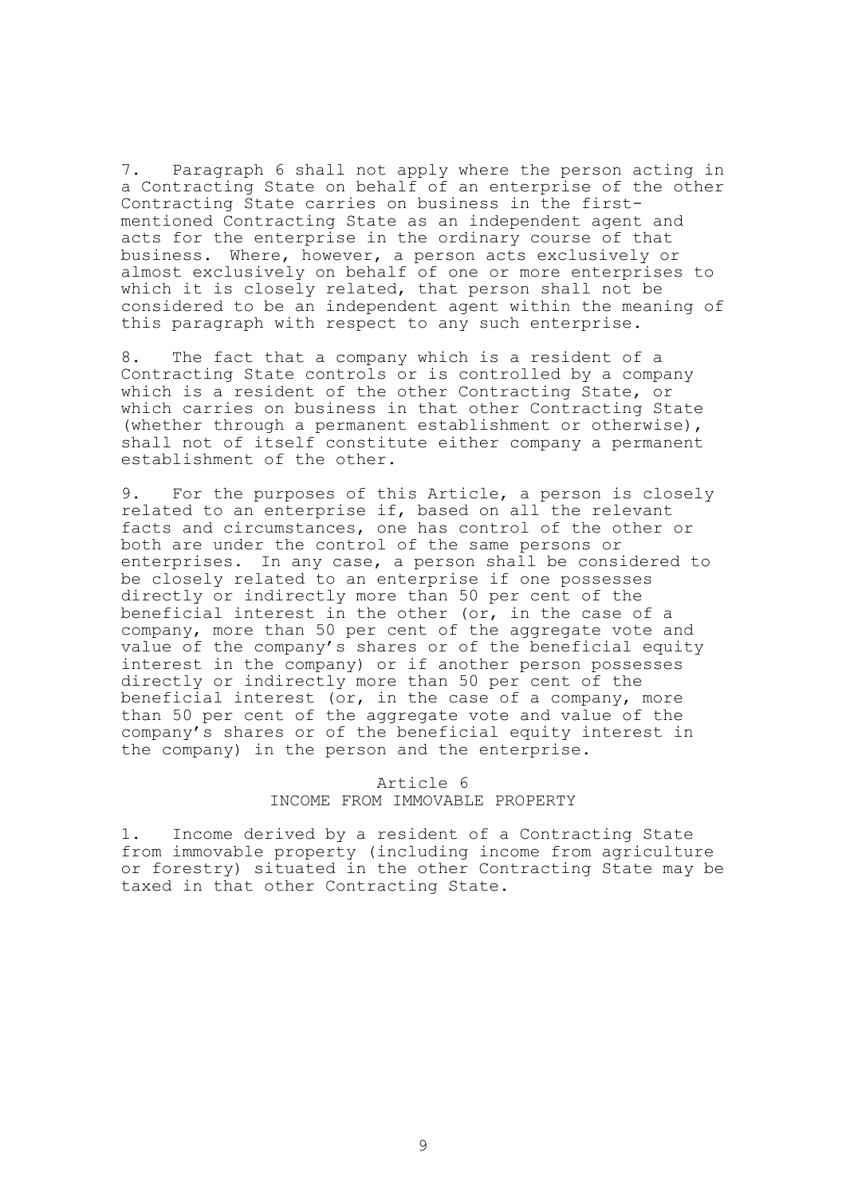7. Paragraph 6 shall not apply where the person acting in a Contracting State on behalf of an enterprise of the other Contracting State carries on business in the first-mentioned Contracting State as an independent agent and acts for the enterprise in the ordinary course of that business. Where, however, a person acts exclusively or almost exclusively on behalf of one or more enterprises to which it is closely related, that person shall not be considered to be an independent agent within the meaning of this paragraph with respect to any such enterprise.

8. The fact that a company which is a resident of a Contracting State controls or is controlled by a company which is a resident of the other Contracting State, or which carries on business in that other Contracting State (whether through a permanent establishment or otherwise), shall not of itself constitute either company a permanent establishment of the other.

9. For the purposes of this Article, a person is closely related to an enterprise if, based on all the relevant facts and circumstances, one has control of the other or both are under the control of the same persons or enterprises. In any case, a person shall be considered to be closely related to an enterprise if one possesses directly or indirectly more than 50 per cent of the beneficial interest in the other (or, in the case of a company, more than 50 per cent of the aggregate vote and value of the company's shares or of the beneficial equity interest in the company) or if another person possesses directly or indirectly more than 50 per cent of the beneficial interest (or, in the case of a company, more than 50 per cent of the aggregate vote and value of the company's shares or of the beneficial equity interest in the company) in the person and the enterprise.

## Article 6
## INCOME FROM IMMOVABLE PROPERTY

1. Income derived by a resident of a Contracting State from immovable property (including income from agriculture or forestry) situated in the other Contracting State may be taxed in that other Contracting State.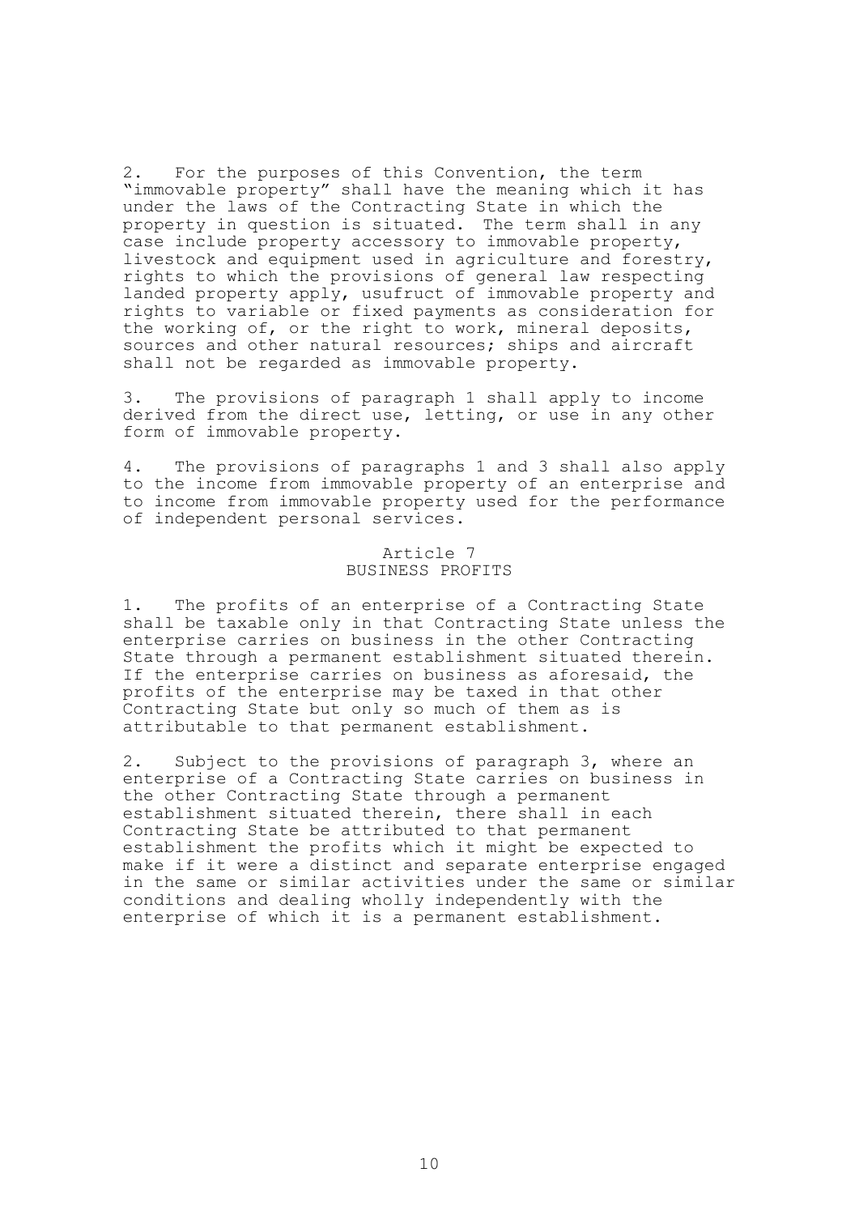2. For the purposes of this Convention, the term "immovable property" shall have the meaning which it has under the laws of the Contracting State in which the property in question is situated. The term shall in any case include property accessory to immovable property, livestock and equipment used in agriculture and forestry, rights to which the provisions of general law respecting landed property apply, usufruct of immovable property and rights to variable or fixed payments as consideration for the working of, or the right to work, mineral deposits, sources and other natural resources; ships and aircraft shall not be regarded as immovable property.

3. The provisions of paragraph 1 shall apply to income derived from the direct use, letting, or use in any other form of immovable property.

4. The provisions of paragraphs 1 and 3 shall also apply to the income from immovable property of an enterprise and to income from immovable property used for the performance of independent personal services.

## Article 7
## BUSINESS PROFITS

1. The profits of an enterprise of a Contracting State shall be taxable only in that Contracting State unless the enterprise carries on business in the other Contracting State through a permanent establishment situated therein. If the enterprise carries on business as aforesaid, the profits of the enterprise may be taxed in that other Contracting State but only so much of them as is attributable to that permanent establishment.

2. Subject to the provisions of paragraph 3, where an enterprise of a Contracting State carries on business in the other Contracting State through a permanent establishment situated therein, there shall in each Contracting State be attributed to that permanent establishment the profits which it might be expected to make if it were a distinct and separate enterprise engaged in the same or similar activities under the same or similar conditions and dealing wholly independently with the enterprise of which it is a permanent establishment.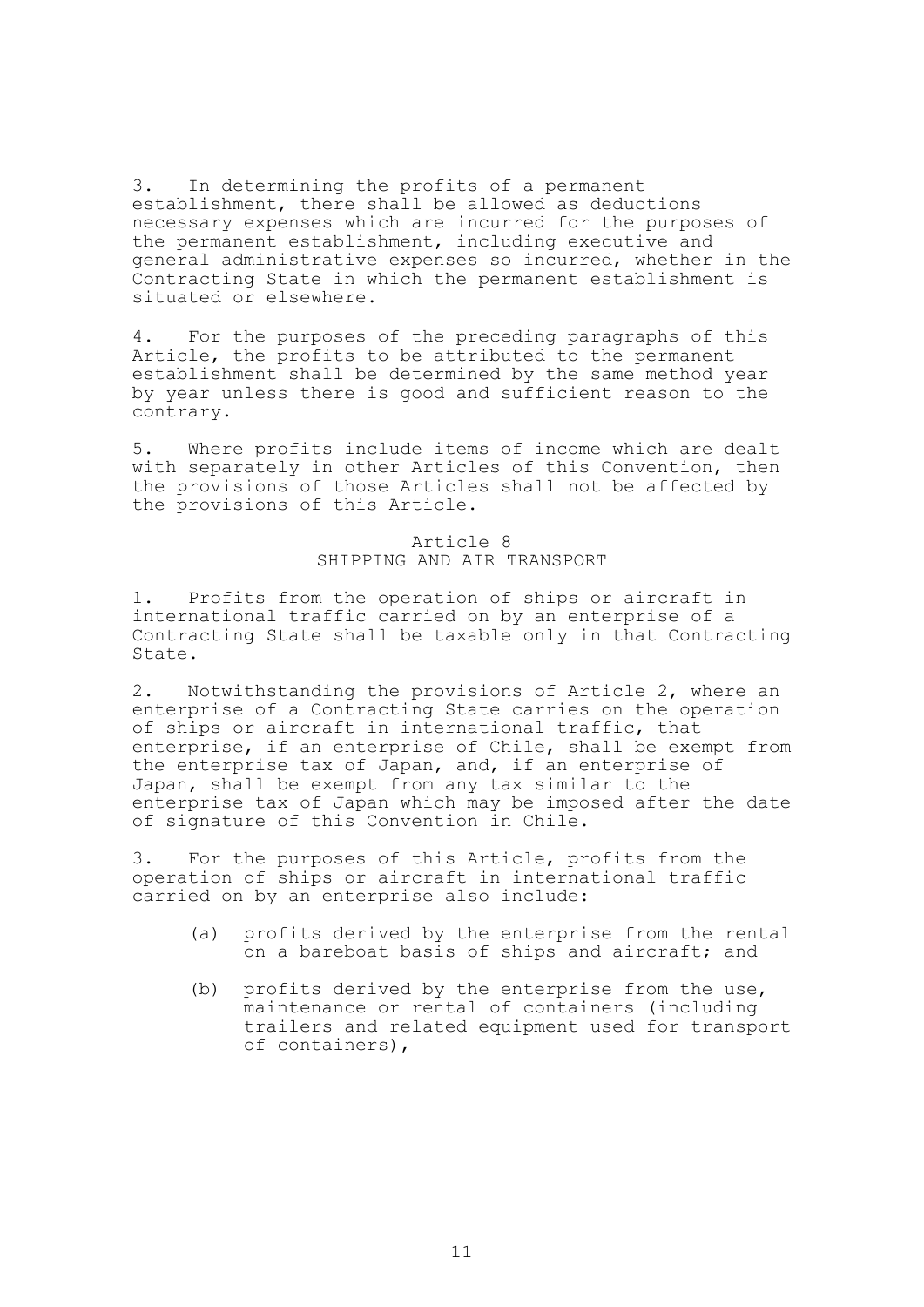3. In determining the profits of a permanent establishment, there shall be allowed as deductions necessary expenses which are incurred for the purposes of the permanent establishment, including executive and general administrative expenses so incurred, whether in the Contracting State in which the permanent establishment is situated or elsewhere.

4. For the purposes of the preceding paragraphs of this Article, the profits to be attributed to the permanent establishment shall be determined by the same method year by year unless there is good and sufficient reason to the contrary.

5. Where profits include items of income which are dealt with separately in other Articles of this Convention, then the provisions of those Articles shall not be affected by the provisions of this Article.

## Article 8
## SHIPPING AND AIR TRANSPORT

1. Profits from the operation of ships or aircraft in international traffic carried on by an enterprise of a Contracting State shall be taxable only in that Contracting State.

2. Notwithstanding the provisions of Article 2, where an enterprise of a Contracting State carries on the operation of ships or aircraft in international traffic, that enterprise, if an enterprise of Chile, shall be exempt from the enterprise tax of Japan, and, if an enterprise of Japan, shall be exempt from any tax similar to the enterprise tax of Japan which may be imposed after the date of signature of this Convention in Chile.

3. For the purposes of this Article, profits from the operation of ships or aircraft in international traffic carried on by an enterprise also include:

   (a) profits derived by the enterprise from the rental on a bareboat basis of ships and aircraft; and

   (b) profits derived by the enterprise from the use, maintenance or rental of containers (including trailers and related equipment used for transport of containers),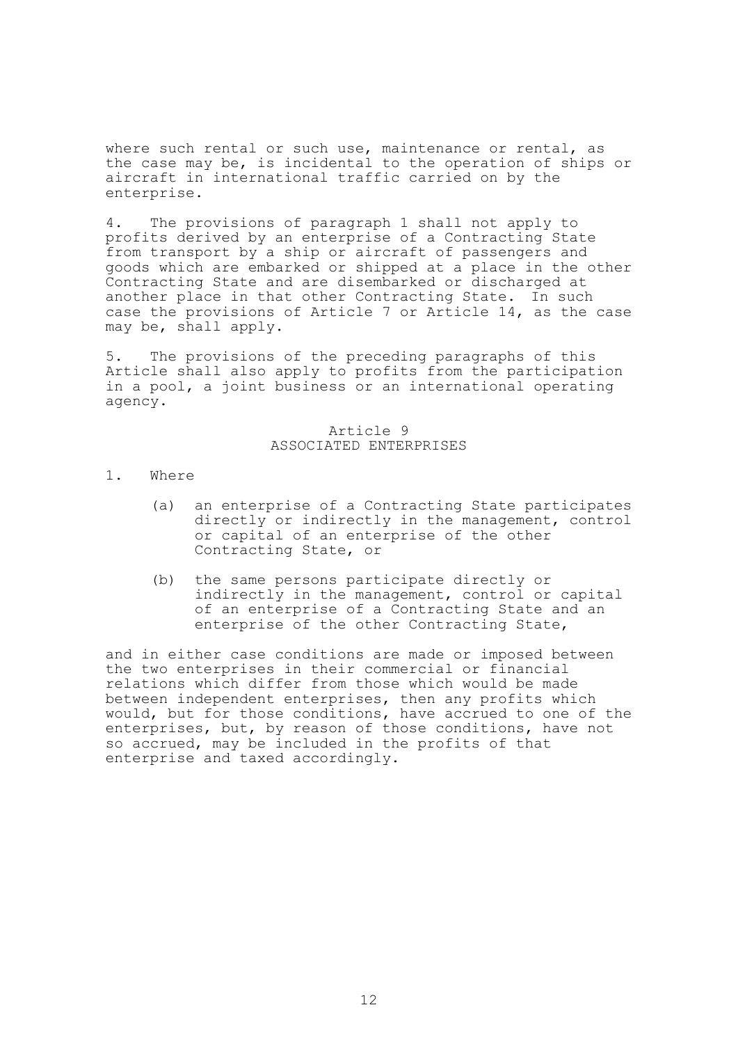where such rental or such use, maintenance or rental, as the case may be, is incidental to the operation of ships or aircraft in international traffic carried on by the enterprise.

4. The provisions of paragraph 1 shall not apply to profits derived by an enterprise of a Contracting State from transport by a ship or aircraft of passengers and goods which are embarked or shipped at a place in the other Contracting State and are disembarked or discharged at another place in that other Contracting State. In such case the provisions of Article 7 or Article 14, as the case may be, shall apply.

5. The provisions of the preceding paragraphs of this Article shall also apply to profits from the participation in a pool, a joint business or an international operating agency.

## Article 9
## ASSOCIATED ENTERPRISES

1. Where

   (a) an enterprise of a Contracting State participates directly or indirectly in the management, control or capital of an enterprise of the other Contracting State, or

   (b) the same persons participate directly or indirectly in the management, control or capital of an enterprise of a Contracting State and an enterprise of the other Contracting State,

and in either case conditions are made or imposed between the two enterprises in their commercial or financial relations which differ from those which would be made between independent enterprises, then any profits which would, but for those conditions, have accrued to one of the enterprises, but, by reason of those conditions, have not so accrued, may be included in the profits of that enterprise and taxed accordingly.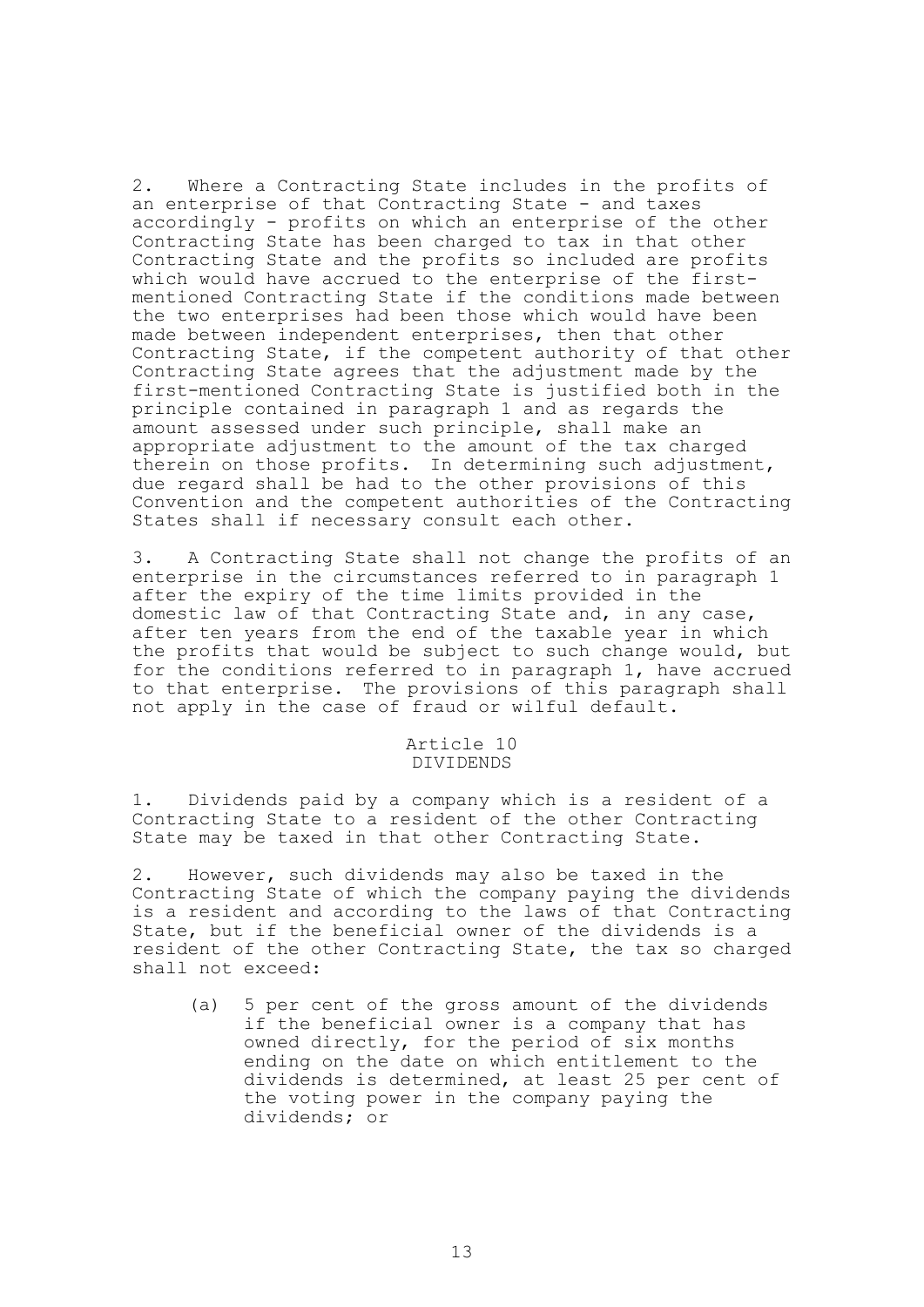2. Where a Contracting State includes in the profits of an enterprise of that Contracting State - and taxes accordingly - profits on which an enterprise of the other Contracting State has been charged to tax in that other Contracting State and the profits so included are profits which would have accrued to the enterprise of the first-mentioned Contracting State if the conditions made between the two enterprises had been those which would have been made between independent enterprises, then that other Contracting State, if the competent authority of that other Contracting State agrees that the adjustment made by the first-mentioned Contracting State is justified both in the principle contained in paragraph 1 and as regards the amount assessed under such principle, shall make an appropriate adjustment to the amount of the tax charged therein on those profits. In determining such adjustment, due regard shall be had to the other provisions of this Convention and the competent authorities of the Contracting States shall if necessary consult each other.

3. A Contracting State shall not change the profits of an enterprise in the circumstances referred to in paragraph 1 after the expiry of the time limits provided in the domestic law of that Contracting State and, in any case, after ten years from the end of the taxable year in which the profits that would be subject to such change would, but for the conditions referred to in paragraph 1, have accrued to that enterprise. The provisions of this paragraph shall not apply in the case of fraud or wilful default.

## Article 10
## DIVIDENDS

1. Dividends paid by a company which is a resident of a Contracting State to a resident of the other Contracting State may be taxed in that other Contracting State.

2. However, such dividends may also be taxed in the Contracting State of which the company paying the dividends is a resident and according to the laws of that Contracting State, but if the beneficial owner of the dividends is a resident of the other Contracting State, the tax so charged shall not exceed:

(a) 5 per cent of the gross amount of the dividends if the beneficial owner is a company that has owned directly, for the period of six months ending on the date on which entitlement to the dividends is determined, at least 25 per cent of the voting power in the company paying the dividends; or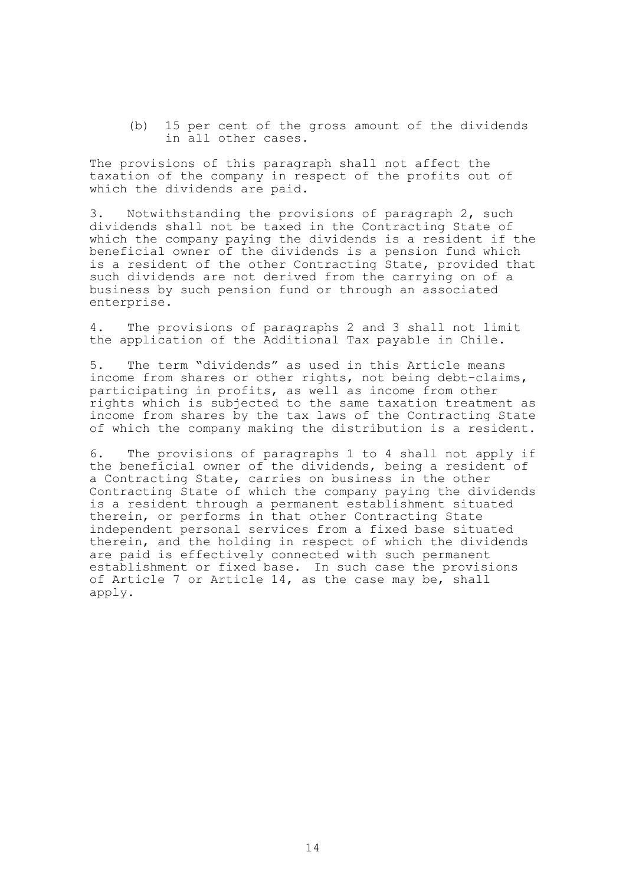(b) 15 per cent of the gross amount of the dividends in all other cases.

The provisions of this paragraph shall not affect the taxation of the company in respect of the profits out of which the dividends are paid.

3. Notwithstanding the provisions of paragraph 2, such dividends shall not be taxed in the Contracting State of which the company paying the dividends is a resident if the beneficial owner of the dividends is a pension fund which is a resident of the other Contracting State, provided that such dividends are not derived from the carrying on of a business by such pension fund or through an associated enterprise.

4. The provisions of paragraphs 2 and 3 shall not limit the application of the Additional Tax payable in Chile.

5. The term "dividends" as used in this Article means income from shares or other rights, not being debt-claims, participating in profits, as well as income from other rights which is subjected to the same taxation treatment as income from shares by the tax laws of the Contracting State of which the company making the distribution is a resident.

6. The provisions of paragraphs 1 to 4 shall not apply if the beneficial owner of the dividends, being a resident of a Contracting State, carries on business in the other Contracting State of which the company paying the dividends is a resident through a permanent establishment situated therein, or performs in that other Contracting State independent personal services from a fixed base situated therein, and the holding in respect of which the dividends are paid is effectively connected with such permanent establishment or fixed base. In such case the provisions of Article 7 or Article 14, as the case may be, shall apply.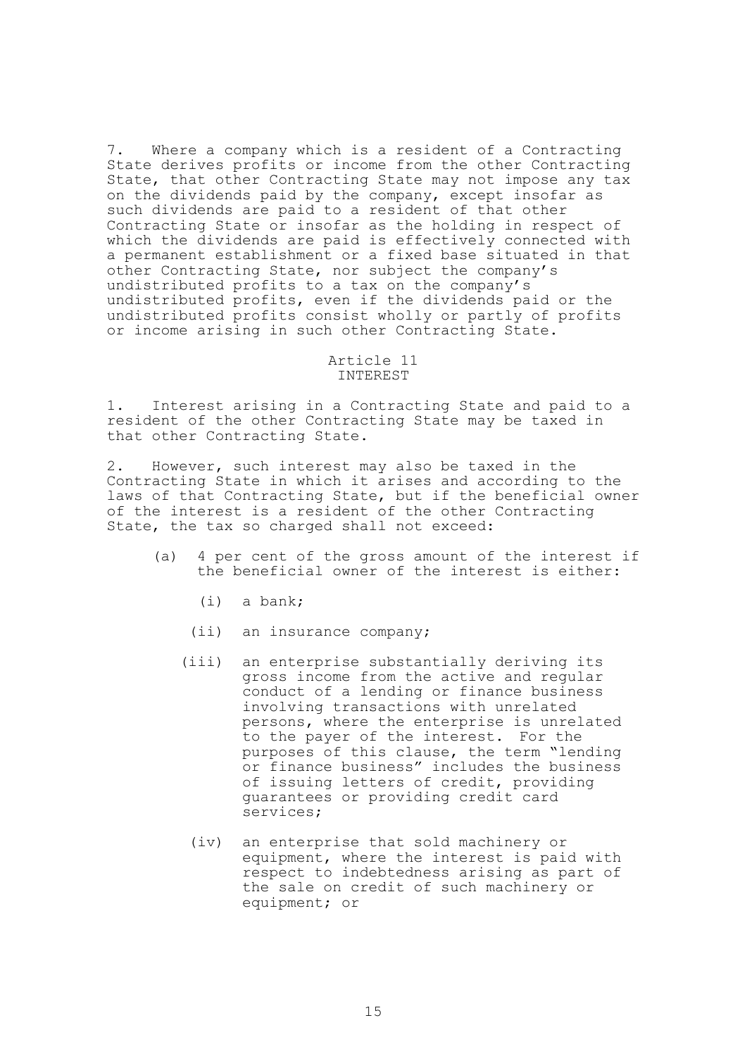7. Where a company which is a resident of a Contracting State derives profits or income from the other Contracting State, that other Contracting State may not impose any tax on the dividends paid by the company, except insofar as such dividends are paid to a resident of that other Contracting State or insofar as the holding in respect of which the dividends are paid is effectively connected with a permanent establishment or a fixed base situated in that other Contracting State, nor subject the company's undistributed profits to a tax on the company's undistributed profits, even if the dividends paid or the undistributed profits consist wholly or partly of profits or income arising in such other Contracting State.

## Article 11
## INTEREST

1. Interest arising in a Contracting State and paid to a resident of the other Contracting State may be taxed in that other Contracting State.

2. However, such interest may also be taxed in the Contracting State in which it arises and according to the laws of that Contracting State, but if the beneficial owner of the interest is a resident of the other Contracting State, the tax so charged shall not exceed:

(a) 4 per cent of the gross amount of the interest if the beneficial owner of the interest is either:

(i) a bank;

(ii) an insurance company;

(iii) an enterprise substantially deriving its gross income from the active and regular conduct of a lending or finance business involving transactions with unrelated persons, where the enterprise is unrelated to the payer of the interest. For the purposes of this clause, the term "lending or finance business" includes the business of issuing letters of credit, providing guarantees or providing credit card services;

(iv) an enterprise that sold machinery or equipment, where the interest is paid with respect to indebtedness arising as part of the sale on credit of such machinery or equipment; or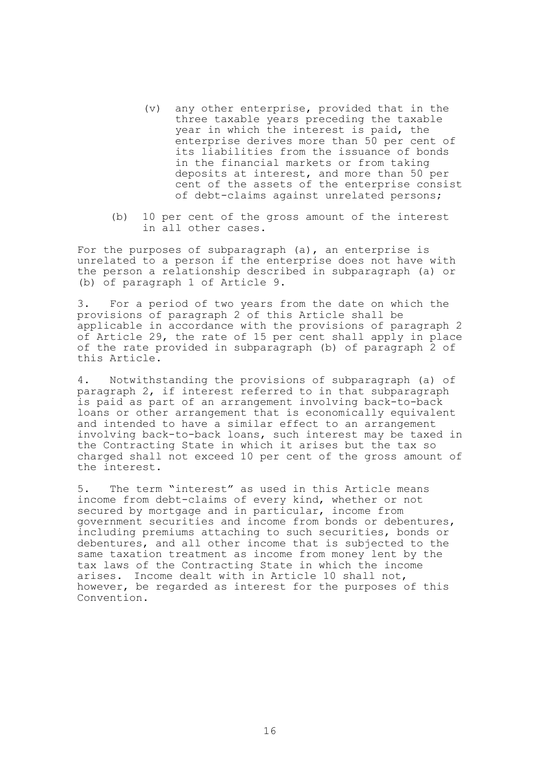(v) any other enterprise, provided that in the three taxable years preceding the taxable year in which the interest is paid, the enterprise derives more than 50 per cent of its liabilities from the issuance of bonds in the financial markets or from taking deposits at interest, and more than 50 per cent of the assets of the enterprise consist of debt-claims against unrelated persons;

(b) 10 per cent of the gross amount of the interest in all other cases.

For the purposes of subparagraph (a), an enterprise is unrelated to a person if the enterprise does not have with the person a relationship described in subparagraph (a) or (b) of paragraph 1 of Article 9.

3. For a period of two years from the date on which the provisions of paragraph 2 of this Article shall be applicable in accordance with the provisions of paragraph 2 of Article 29, the rate of 15 per cent shall apply in place of the rate provided in subparagraph (b) of paragraph 2 of this Article.

4. Notwithstanding the provisions of subparagraph (a) of paragraph 2, if interest referred to in that subparagraph is paid as part of an arrangement involving back-to-back loans or other arrangement that is economically equivalent and intended to have a similar effect to an arrangement involving back-to-back loans, such interest may be taxed in the Contracting State in which it arises but the tax so charged shall not exceed 10 per cent of the gross amount of the interest.

5. The term "interest" as used in this Article means income from debt-claims of every kind, whether or not secured by mortgage and in particular, income from government securities and income from bonds or debentures, including premiums attaching to such securities, bonds or debentures, and all other income that is subjected to the same taxation treatment as income from money lent by the tax laws of the Contracting State in which the income arises. Income dealt with in Article 10 shall not, however, be regarded as interest for the purposes of this Convention.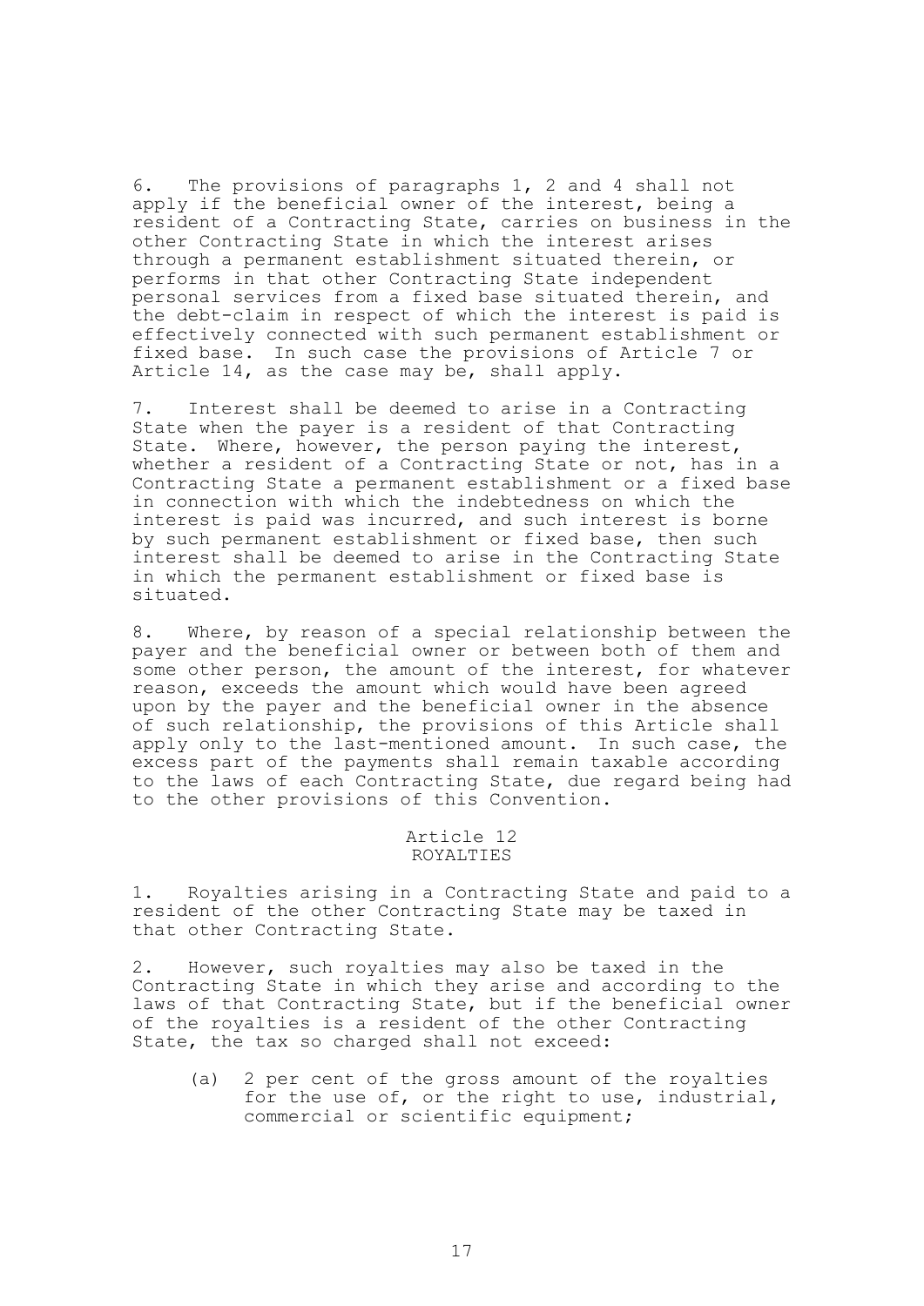6. The provisions of paragraphs 1, 2 and 4 shall not apply if the beneficial owner of the interest, being a resident of a Contracting State, carries on business in the other Contracting State in which the interest arises through a permanent establishment situated therein, or performs in that other Contracting State independent personal services from a fixed base situated therein, and the debt-claim in respect of which the interest is paid is effectively connected with such permanent establishment or fixed base. In such case the provisions of Article 7 or Article 14, as the case may be, shall apply.

7. Interest shall be deemed to arise in a Contracting State when the payer is a resident of that Contracting State. Where, however, the person paying the interest, whether a resident of a Contracting State or not, has in a Contracting State a permanent establishment or a fixed base in connection with which the indebtedness on which the interest is paid was incurred, and such interest is borne by such permanent establishment or fixed base, then such interest shall be deemed to arise in the Contracting State in which the permanent establishment or fixed base is situated.

8. Where, by reason of a special relationship between the payer and the beneficial owner or between both of them and some other person, the amount of the interest, for whatever reason, exceeds the amount which would have been agreed upon by the payer and the beneficial owner in the absence of such relationship, the provisions of this Article shall apply only to the last-mentioned amount. In such case, the excess part of the payments shall remain taxable according to the laws of each Contracting State, due regard being had to the other provisions of this Convention.

## Article 12
## ROYALTIES

1. Royalties arising in a Contracting State and paid to a resident of the other Contracting State may be taxed in that other Contracting State.

2. However, such royalties may also be taxed in the Contracting State in which they arise and according to the laws of that Contracting State, but if the beneficial owner of the royalties is a resident of the other Contracting State, the tax so charged shall not exceed:

   (a) 2 per cent of the gross amount of the royalties for the use of, or the right to use, industrial, commercial or scientific equipment;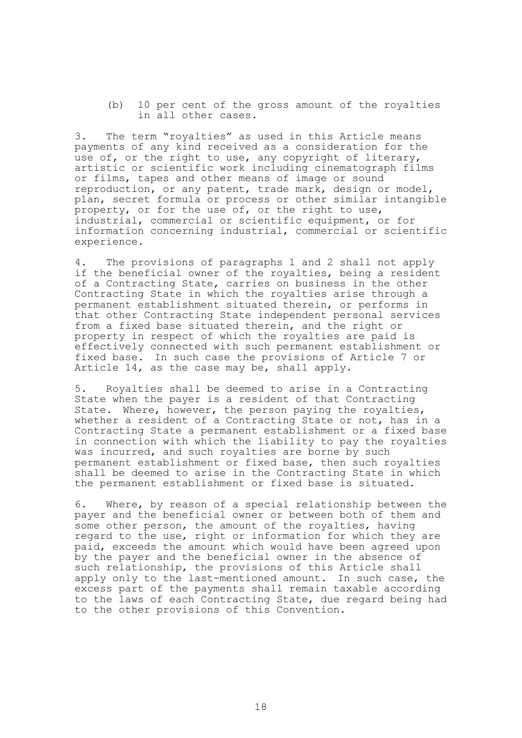(b) 10 per cent of the gross amount of the royalties in all other cases.

3. The term "royalties" as used in this Article means payments of any kind received as a consideration for the use of, or the right to use, any copyright of literary, artistic or scientific work including cinematograph films or films, tapes and other means of image or sound reproduction, or any patent, trade mark, design or model, plan, secret formula or process or other similar intangible property, or for the use of, or the right to use, industrial, commercial or scientific equipment, or for information concerning industrial, commercial or scientific experience.

4. The provisions of paragraphs 1 and 2 shall not apply if the beneficial owner of the royalties, being a resident of a Contracting State, carries on business in the other Contracting State in which the royalties arise through a permanent establishment situated therein, or performs in that other Contracting State independent personal services from a fixed base situated therein, and the right or property in respect of which the royalties are paid is effectively connected with such permanent establishment or fixed base. In such case the provisions of Article 7 or Article 14, as the case may be, shall apply.

5. Royalties shall be deemed to arise in a Contracting State when the payer is a resident of that Contracting State. Where, however, the person paying the royalties, whether a resident of a Contracting State or not, has in a Contracting State a permanent establishment or a fixed base in connection with which the liability to pay the royalties was incurred, and such royalties are borne by such permanent establishment or fixed base, then such royalties shall be deemed to arise in the Contracting State in which the permanent establishment or fixed base is situated.

6. Where, by reason of a special relationship between the payer and the beneficial owner or between both of them and some other person, the amount of the royalties, having regard to the use, right or information for which they are paid, exceeds the amount which would have been agreed upon by the payer and the beneficial owner in the absence of such relationship, the provisions of this Article shall apply only to the last-mentioned amount. In such case, the excess part of the payments shall remain taxable according to the laws of each Contracting State, due regard being had to the other provisions of this Convention.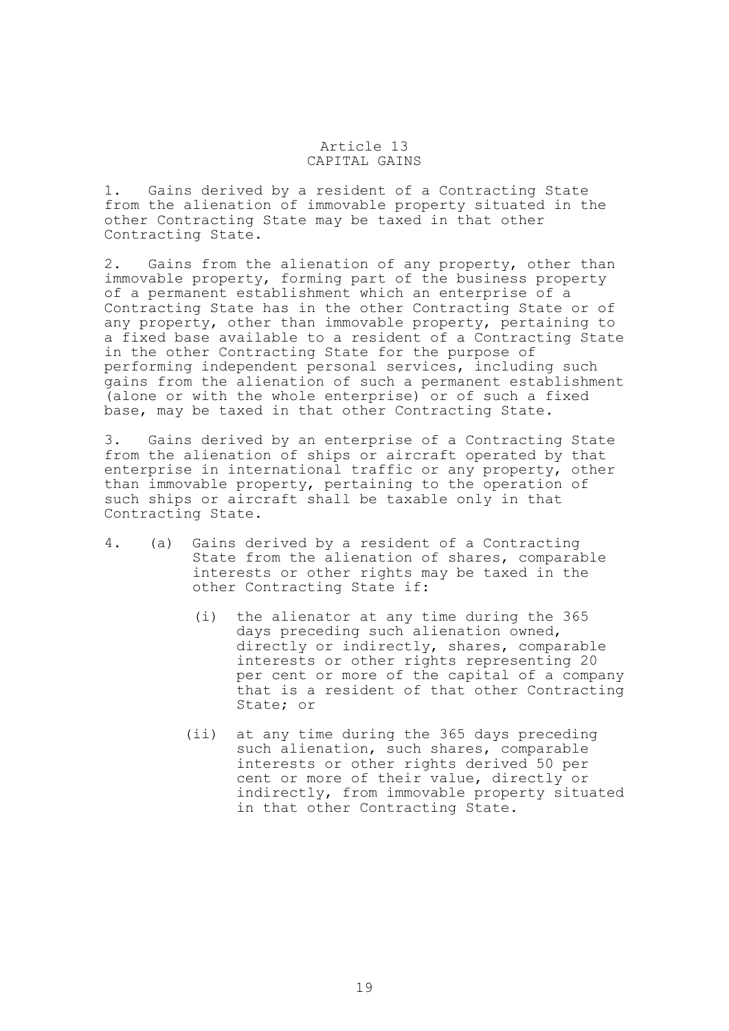# Article 13
## CAPITAL GAINS

1. Gains derived by a resident of a Contracting State from the alienation of immovable property situated in the other Contracting State may be taxed in that other Contracting State.

2. Gains from the alienation of any property, other than immovable property, forming part of the business property of a permanent establishment which an enterprise of a Contracting State has in the other Contracting State or of any property, other than immovable property, pertaining to a fixed base available to a resident of a Contracting State in the other Contracting State for the purpose of performing independent personal services, including such gains from the alienation of such a permanent establishment (alone or with the whole enterprise) or of such a fixed base, may be taxed in that other Contracting State.

3. Gains derived by an enterprise of a Contracting State from the alienation of ships or aircraft operated by that enterprise in international traffic or any property, other than immovable property, pertaining to the operation of such ships or aircraft shall be taxable only in that Contracting State.

4. (a) Gains derived by a resident of a Contracting State from the alienation of shares, comparable interests or other rights may be taxed in the other Contracting State if:

   (i) the alienator at any time during the 365 days preceding such alienation owned, directly or indirectly, shares, comparable interests or other rights representing 20 per cent or more of the capital of a company that is a resident of that other Contracting State; or

   (ii) at any time during the 365 days preceding such alienation, such shares, comparable interests or other rights derived 50 per cent or more of their value, directly or indirectly, from immovable property situated in that other Contracting State.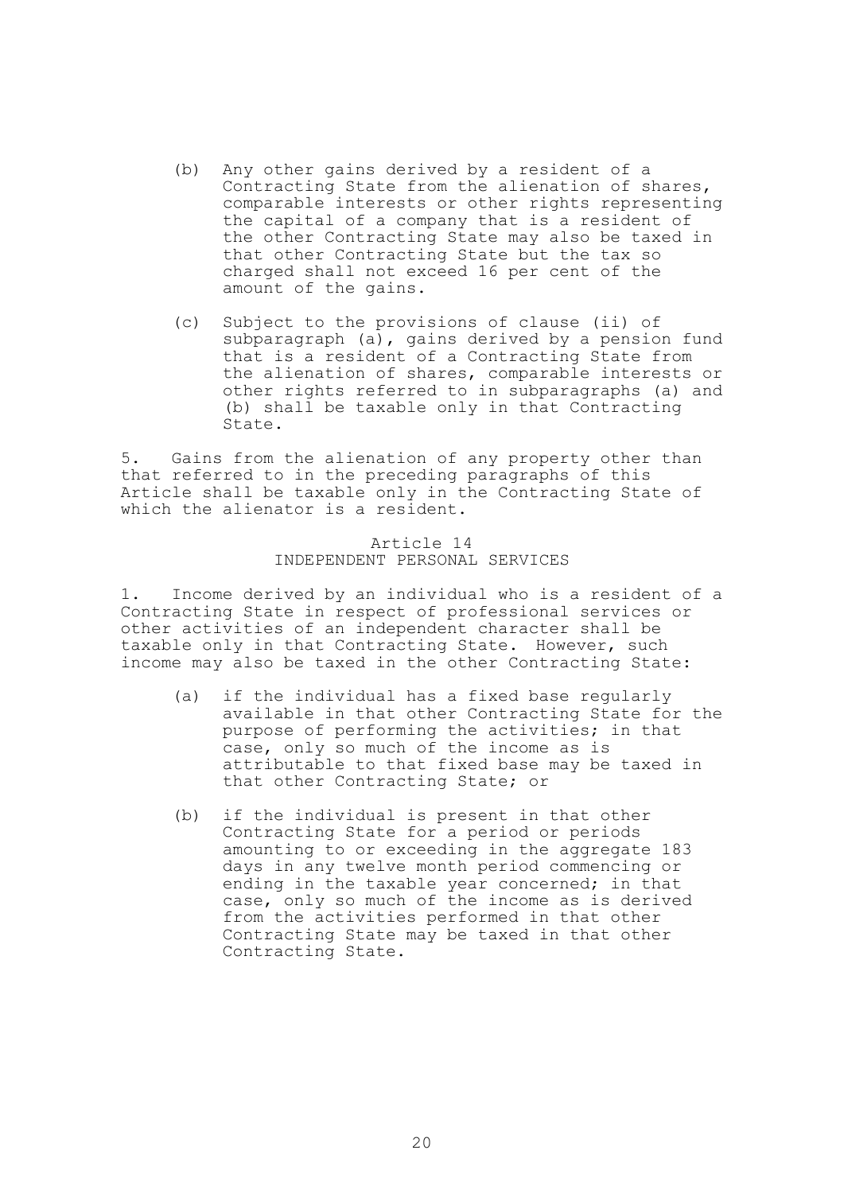(b) Any other gains derived by a resident of a Contracting State from the alienation of shares, comparable interests or other rights representing the capital of a company that is a resident of the other Contracting State may also be taxed in that other Contracting State but the tax so charged shall not exceed 16 per cent of the amount of the gains.

(c) Subject to the provisions of clause (ii) of subparagraph (a), gains derived by a pension fund that is a resident of a Contracting State from the alienation of shares, comparable interests or other rights referred to in subparagraphs (a) and (b) shall be taxable only in that Contracting State.

5. Gains from the alienation of any property other than that referred to in the preceding paragraphs of this Article shall be taxable only in the Contracting State of which the alienator is a resident.

## Article 14
## INDEPENDENT PERSONAL SERVICES

1. Income derived by an individual who is a resident of a Contracting State in respect of professional services or other activities of an independent character shall be taxable only in that Contracting State. However, such income may also be taxed in the other Contracting State:

(a) if the individual has a fixed base regularly available in that other Contracting State for the purpose of performing the activities; in that case, only so much of the income as is attributable to that fixed base may be taxed in that other Contracting State; or

(b) if the individual is present in that other Contracting State for a period or periods amounting to or exceeding in the aggregate 183 days in any twelve month period commencing or ending in the taxable year concerned; in that case, only so much of the income as is derived from the activities performed in that other Contracting State may be taxed in that other Contracting State.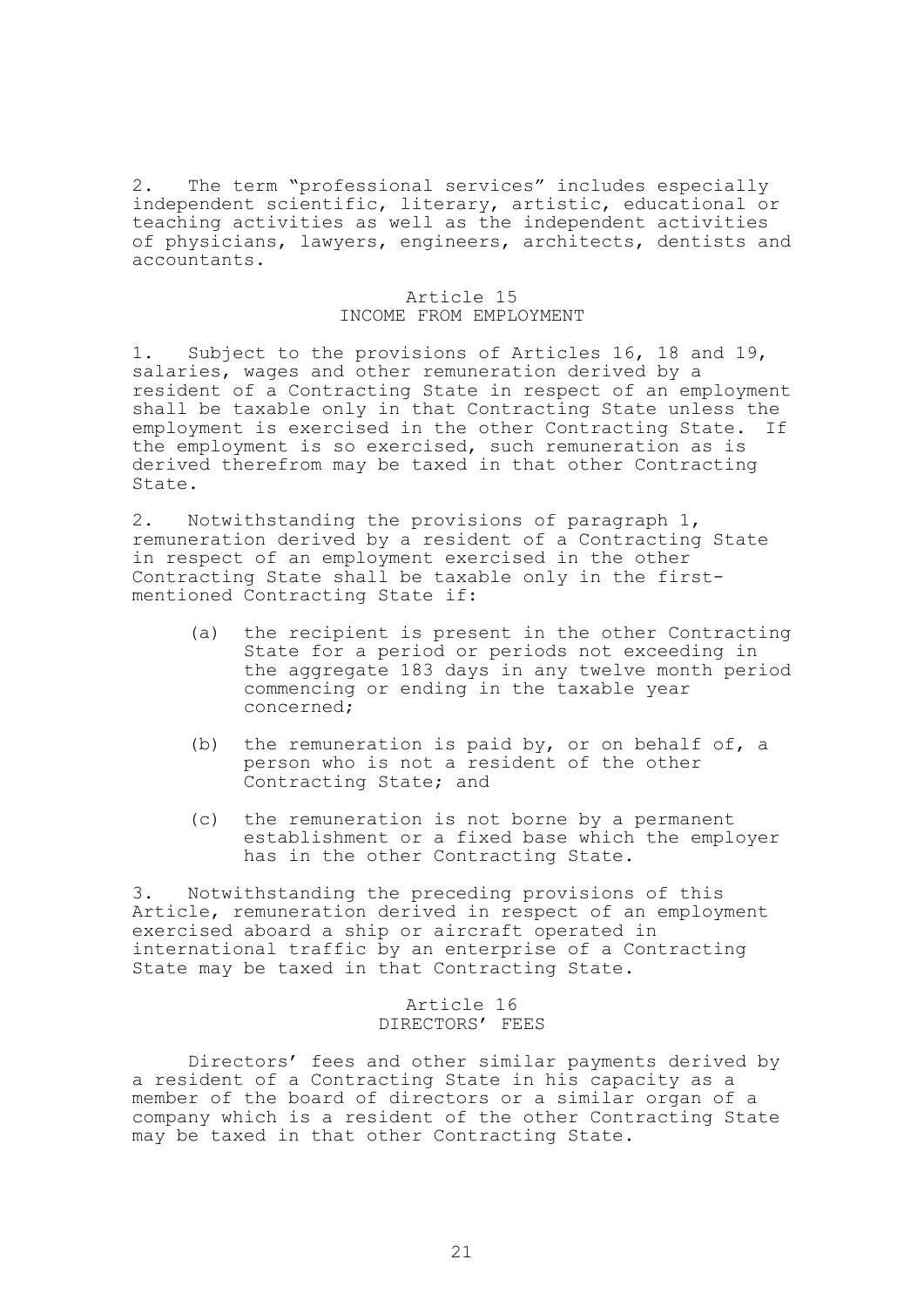2. The term "professional services" includes especially independent scientific, literary, artistic, educational or teaching activities as well as the independent activities of physicians, lawyers, engineers, architects, dentists and accountants.

## Article 15
## INCOME FROM EMPLOYMENT

1. Subject to the provisions of Articles 16, 18 and 19, salaries, wages and other remuneration derived by a resident of a Contracting State in respect of an employment shall be taxable only in that Contracting State unless the employment is exercised in the other Contracting State. If the employment is so exercised, such remuneration as is derived therefrom may be taxed in that other Contracting State.

2. Notwithstanding the provisions of paragraph 1, remuneration derived by a resident of a Contracting State in respect of an employment exercised in the other Contracting State shall be taxable only in the first-mentioned Contracting State if:

- (a) the recipient is present in the other Contracting State for a period or periods not exceeding in the aggregate 183 days in any twelve month period commencing or ending in the taxable year concerned;
- (b) the remuneration is paid by, or on behalf of, a person who is not a resident of the other Contracting State; and
- (c) the remuneration is not borne by a permanent establishment or a fixed base which the employer has in the other Contracting State.

3. Notwithstanding the preceding provisions of this Article, remuneration derived in respect of an employment exercised aboard a ship or aircraft operated in international traffic by an enterprise of a Contracting State may be taxed in that Contracting State.

## Article 16
## DIRECTORS' FEES

Directors' fees and other similar payments derived by a resident of a Contracting State in his capacity as a member of the board of directors or a similar organ of a company which is a resident of the other Contracting State may be taxed in that other Contracting State.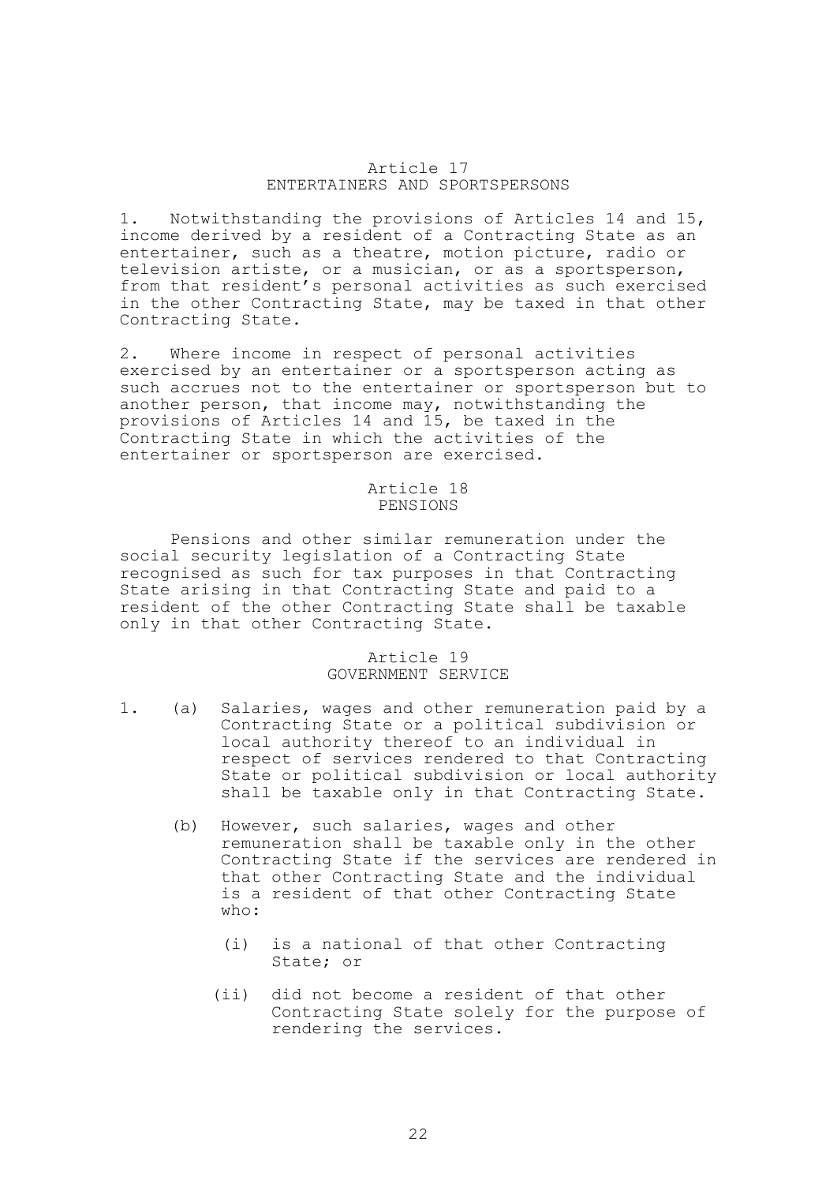## Article 17
## ENTERTAINERS AND SPORTSPERSONS

1. Notwithstanding the provisions of Articles 14 and 15, income derived by a resident of a Contracting State as an entertainer, such as a theatre, motion picture, radio or television artiste, or a musician, or as a sportsperson, from that resident's personal activities as such exercised in the other Contracting State, may be taxed in that other Contracting State.

2. Where income in respect of personal activities exercised by an entertainer or a sportsperson acting as such accrues not to the entertainer or sportsperson but to another person, that income may, notwithstanding the provisions of Articles 14 and 15, be taxed in the Contracting State in which the activities of the entertainer or sportsperson are exercised.

## Article 18
## PENSIONS

Pensions and other similar remuneration under the social security legislation of a Contracting State recognised as such for tax purposes in that Contracting State arising in that Contracting State and paid to a resident of the other Contracting State shall be taxable only in that other Contracting State.

## Article 19
## GOVERNMENT SERVICE

1. (a) Salaries, wages and other remuneration paid by a Contracting State or a political subdivision or local authority thereof to an individual in respect of services rendered to that Contracting State or political subdivision or local authority shall be taxable only in that Contracting State.

   (b) However, such salaries, wages and other remuneration shall be taxable only in the other Contracting State if the services are rendered in that other Contracting State and the individual is a resident of that other Contracting State who:

      (i) is a national of that other Contracting State; or

      (ii) did not become a resident of that other Contracting State solely for the purpose of rendering the services.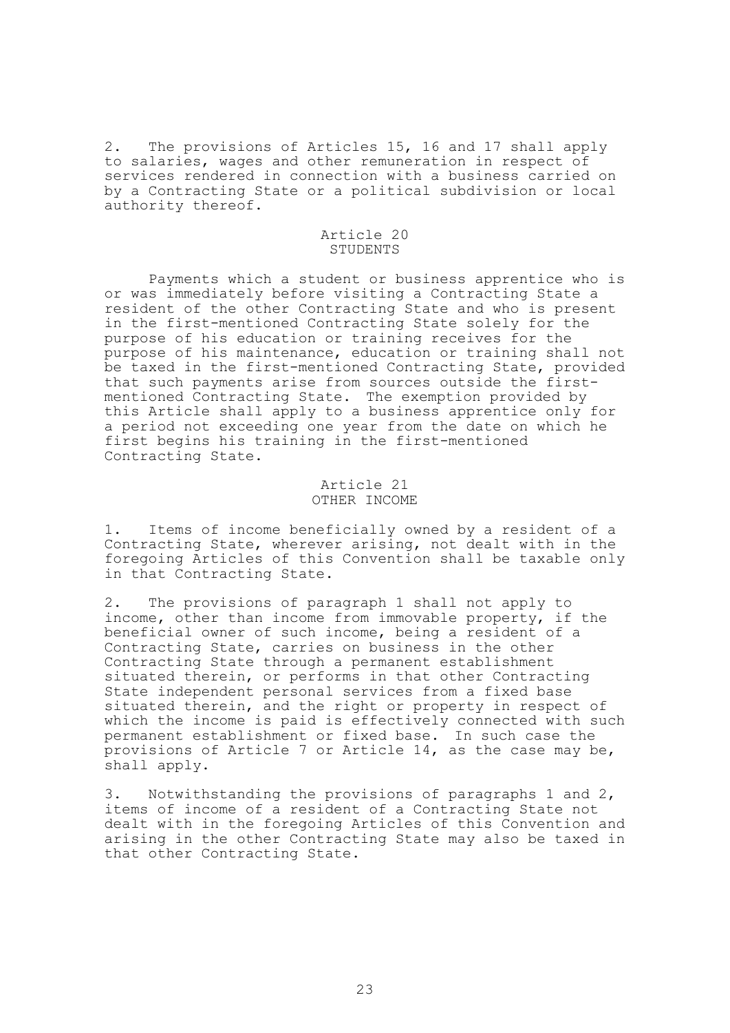2. The provisions of Articles 15, 16 and 17 shall apply to salaries, wages and other remuneration in respect of services rendered in connection with a business carried on by a Contracting State or a political subdivision or local authority thereof.

## Article 20
## STUDENTS

Payments which a student or business apprentice who is or was immediately before visiting a Contracting State a resident of the other Contracting State and who is present in the first-mentioned Contracting State solely for the purpose of his education or training receives for the purpose of his maintenance, education or training shall not be taxed in the first-mentioned Contracting State, provided that such payments arise from sources outside the first-mentioned Contracting State. The exemption provided by this Article shall apply to a business apprentice only for a period not exceeding one year from the date on which he first begins his training in the first-mentioned Contracting State.

## Article 21
## OTHER INCOME

1. Items of income beneficially owned by a resident of a Contracting State, wherever arising, not dealt with in the foregoing Articles of this Convention shall be taxable only in that Contracting State.

2. The provisions of paragraph 1 shall not apply to income, other than income from immovable property, if the beneficial owner of such income, being a resident of a Contracting State, carries on business in the other Contracting State through a permanent establishment situated therein, or performs in that other Contracting State independent personal services from a fixed base situated therein, and the right or property in respect of which the income is paid is effectively connected with such permanent establishment or fixed base. In such case the provisions of Article 7 or Article 14, as the case may be, shall apply.

3. Notwithstanding the provisions of paragraphs 1 and 2, items of income of a resident of a Contracting State not dealt with in the foregoing Articles of this Convention and arising in the other Contracting State may also be taxed in that other Contracting State.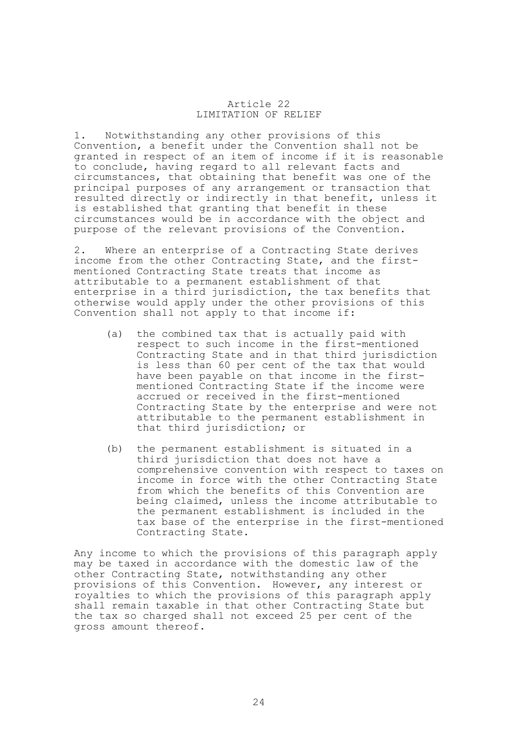## Article 22
## LIMITATION OF RELIEF

1. Notwithstanding any other provisions of this Convention, a benefit under the Convention shall not be granted in respect of an item of income if it is reasonable to conclude, having regard to all relevant facts and circumstances, that obtaining that benefit was one of the principal purposes of any arrangement or transaction that resulted directly or indirectly in that benefit, unless it is established that granting that benefit in these circumstances would be in accordance with the object and purpose of the relevant provisions of the Convention.

2. Where an enterprise of a Contracting State derives income from the other Contracting State, and the first-mentioned Contracting State treats that income as attributable to a permanent establishment of that enterprise in a third jurisdiction, the tax benefits that otherwise would apply under the other provisions of this Convention shall not apply to that income if:

   (a) the combined tax that is actually paid with respect to such income in the first-mentioned Contracting State and in that third jurisdiction is less than 60 per cent of the tax that would have been payable on that income in the first-mentioned Contracting State if the income were accrued or received in the first-mentioned Contracting State by the enterprise and were not attributable to the permanent establishment in that third jurisdiction; or

   (b) the permanent establishment is situated in a third jurisdiction that does not have a comprehensive convention with respect to taxes on income in force with the other Contracting State from which the benefits of this Convention are being claimed, unless the income attributable to the permanent establishment is included in the tax base of the enterprise in the first-mentioned Contracting State.

Any income to which the provisions of this paragraph apply may be taxed in accordance with the domestic law of the other Contracting State, notwithstanding any other provisions of this Convention. However, any interest or royalties to which the provisions of this paragraph apply shall remain taxable in that other Contracting State but the tax so charged shall not exceed 25 per cent of the gross amount thereof.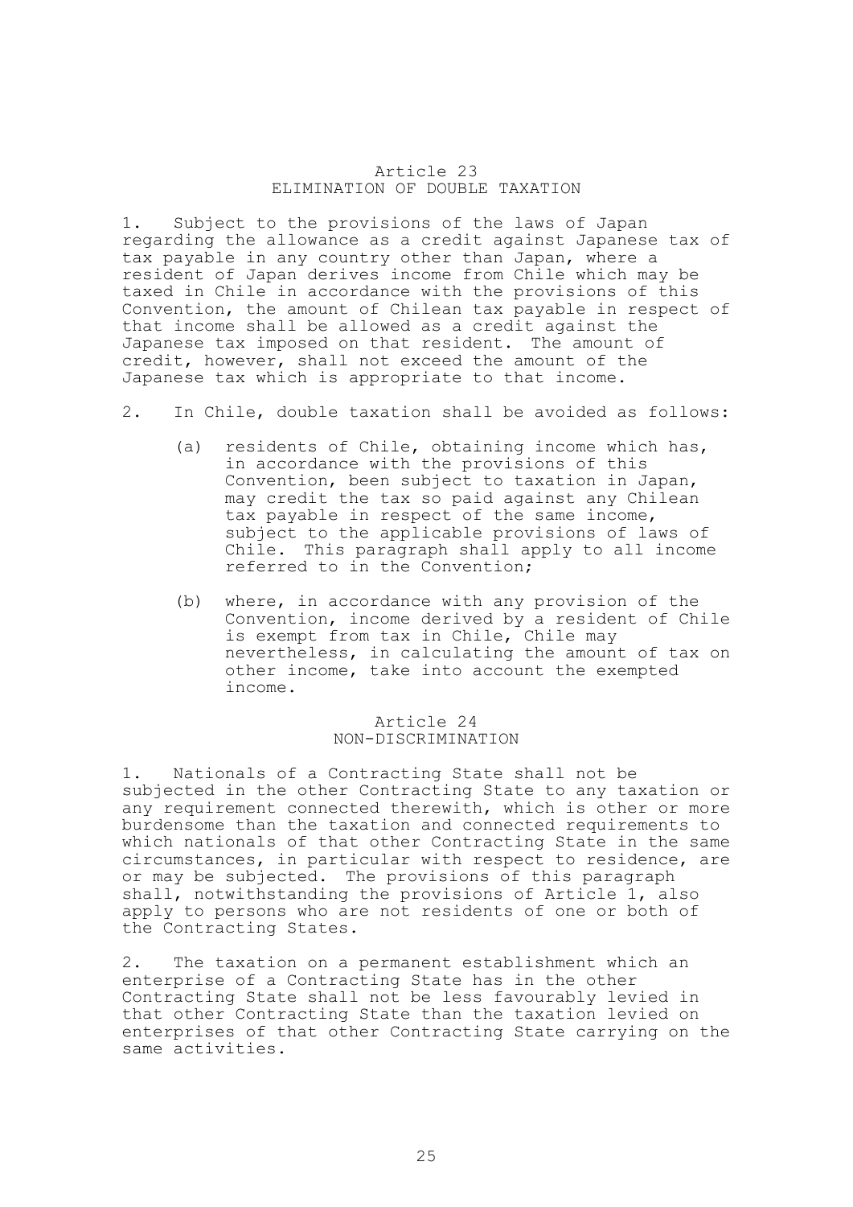## Article 23
## ELIMINATION OF DOUBLE TAXATION

1. Subject to the provisions of the laws of Japan regarding the allowance as a credit against Japanese tax of tax payable in any country other than Japan, where a resident of Japan derives income from Chile which may be taxed in Chile in accordance with the provisions of this Convention, the amount of Chilean tax payable in respect of that income shall be allowed as a credit against the Japanese tax imposed on that resident. The amount of credit, however, shall not exceed the amount of the Japanese tax which is appropriate to that income.

2. In Chile, double taxation shall be avoided as follows:

   (a) residents of Chile, obtaining income which has, in accordance with the provisions of this Convention, been subject to taxation in Japan, may credit the tax so paid against any Chilean tax payable in respect of the same income, subject to the applicable provisions of laws of Chile. This paragraph shall apply to all income referred to in the Convention;

   (b) where, in accordance with any provision of the Convention, income derived by a resident of Chile is exempt from tax in Chile, Chile may nevertheless, in calculating the amount of tax on other income, take into account the exempted income.

## Article 24
## NON-DISCRIMINATION

1. Nationals of a Contracting State shall not be subjected in the other Contracting State to any taxation or any requirement connected therewith, which is other or more burdensome than the taxation and connected requirements to which nationals of that other Contracting State in the same circumstances, in particular with respect to residence, are or may be subjected. The provisions of this paragraph shall, notwithstanding the provisions of Article 1, also apply to persons who are not residents of one or both of the Contracting States.

2. The taxation on a permanent establishment which an enterprise of a Contracting State has in the other Contracting State shall not be less favourably levied in that other Contracting State than the taxation levied on enterprises of that other Contracting State carrying on the same activities.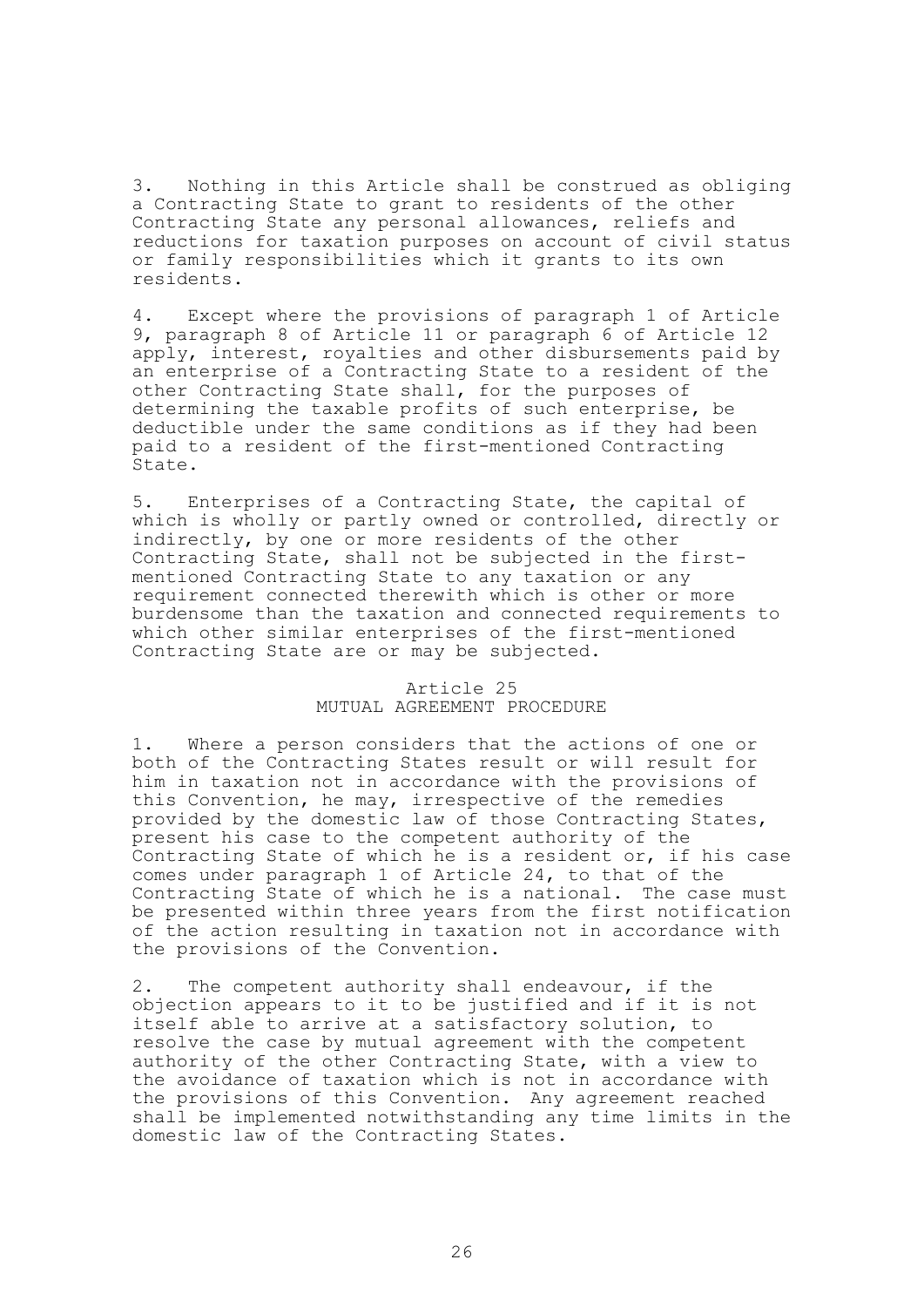3. Nothing in this Article shall be construed as obliging a Contracting State to grant to residents of the other Contracting State any personal allowances, reliefs and reductions for taxation purposes on account of civil status or family responsibilities which it grants to its own residents.

4. Except where the provisions of paragraph 1 of Article 9, paragraph 8 of Article 11 or paragraph 6 of Article 12 apply, interest, royalties and other disbursements paid by an enterprise of a Contracting State to a resident of the other Contracting State shall, for the purposes of determining the taxable profits of such enterprise, be deductible under the same conditions as if they had been paid to a resident of the first-mentioned Contracting State.

5. Enterprises of a Contracting State, the capital of which is wholly or partly owned or controlled, directly or indirectly, by one or more residents of the other Contracting State, shall not be subjected in the first-mentioned Contracting State to any taxation or any requirement connected therewith which is other or more burdensome than the taxation and connected requirements to which other similar enterprises of the first-mentioned Contracting State are or may be subjected.

## Article 25
## MUTUAL AGREEMENT PROCEDURE

1. Where a person considers that the actions of one or both of the Contracting States result or will result for him in taxation not in accordance with the provisions of this Convention, he may, irrespective of the remedies provided by the domestic law of those Contracting States, present his case to the competent authority of the Contracting State of which he is a resident or, if his case comes under paragraph 1 of Article 24, to that of the Contracting State of which he is a national. The case must be presented within three years from the first notification of the action resulting in taxation not in accordance with the provisions of the Convention.

2. The competent authority shall endeavour, if the objection appears to it to be justified and if it is not itself able to arrive at a satisfactory solution, to resolve the case by mutual agreement with the competent authority of the other Contracting State, with a view to the avoidance of taxation which is not in accordance with the provisions of this Convention. Any agreement reached shall be implemented notwithstanding any time limits in the domestic law of the Contracting States.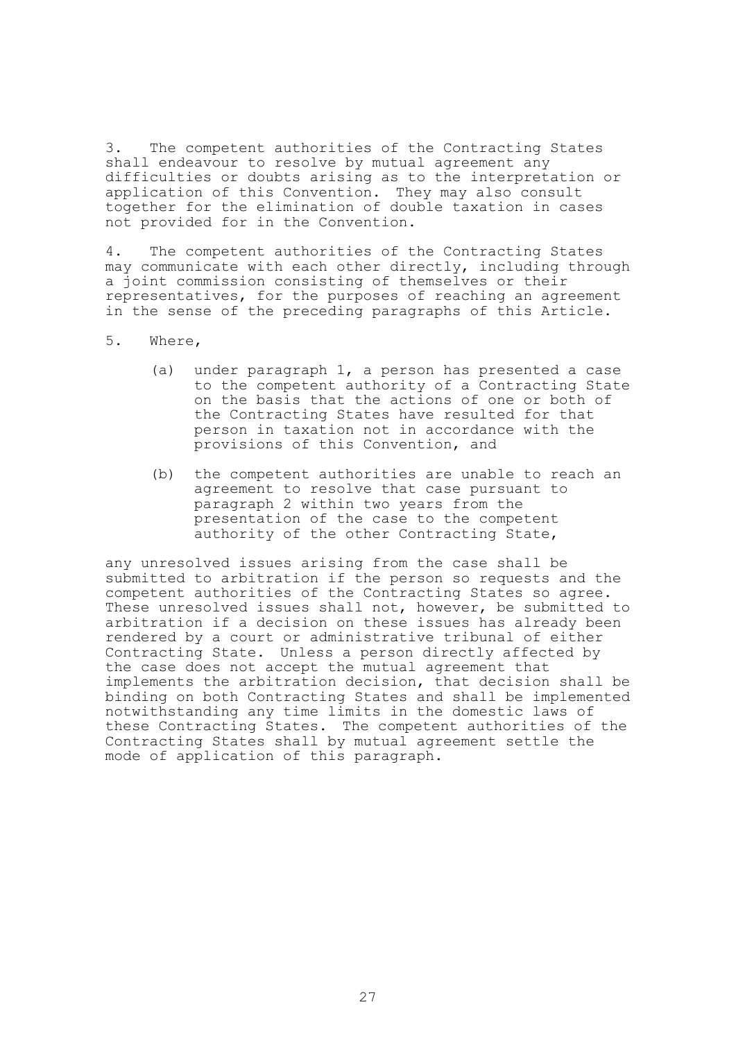3. The competent authorities of the Contracting States shall endeavour to resolve by mutual agreement any difficulties or doubts arising as to the interpretation or application of this Convention. They may also consult together for the elimination of double taxation in cases not provided for in the Convention.

4. The competent authorities of the Contracting States may communicate with each other directly, including through a joint commission consisting of themselves or their representatives, for the purposes of reaching an agreement in the sense of the preceding paragraphs of this Article.

5. Where,

   (a) under paragraph 1, a person has presented a case to the competent authority of a Contracting State on the basis that the actions of one or both of the Contracting States have resulted for that person in taxation not in accordance with the provisions of this Convention, and

   (b) the competent authorities are unable to reach an agreement to resolve that case pursuant to paragraph 2 within two years from the presentation of the case to the competent authority of the other Contracting State,

any unresolved issues arising from the case shall be submitted to arbitration if the person so requests and the competent authorities of the Contracting States so agree. These unresolved issues shall not, however, be submitted to arbitration if a decision on these issues has already been rendered by a court or administrative tribunal of either Contracting State. Unless a person directly affected by the case does not accept the mutual agreement that implements the arbitration decision, that decision shall be binding on both Contracting States and shall be implemented notwithstanding any time limits in the domestic laws of these Contracting States. The competent authorities of the Contracting States shall by mutual agreement settle the mode of application of this paragraph.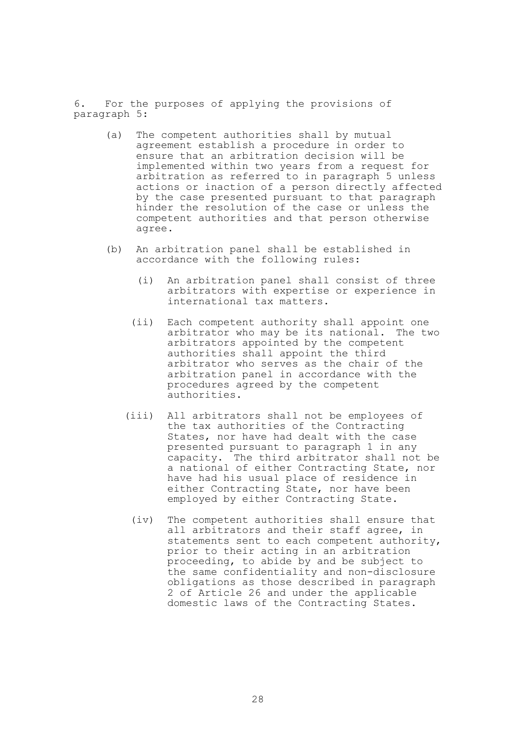6. For the purposes of applying the provisions of paragraph 5:

(a) The competent authorities shall by mutual agreement establish a procedure in order to ensure that an arbitration decision will be implemented within two years from a request for arbitration as referred to in paragraph 5 unless actions or inaction of a person directly affected by the case presented pursuant to that paragraph hinder the resolution of the case or unless the competent authorities and that person otherwise agree.

(b) An arbitration panel shall be established in accordance with the following rules:

(i) An arbitration panel shall consist of three arbitrators with expertise or experience in international tax matters.

(ii) Each competent authority shall appoint one arbitrator who may be its national. The two arbitrators appointed by the competent authorities shall appoint the third arbitrator who serves as the chair of the arbitration panel in accordance with the procedures agreed by the competent authorities.

(iii) All arbitrators shall not be employees of the tax authorities of the Contracting States, nor have had dealt with the case presented pursuant to paragraph 1 in any capacity. The third arbitrator shall not be a national of either Contracting State, nor have had his usual place of residence in either Contracting State, nor have been employed by either Contracting State.

(iv) The competent authorities shall ensure that all arbitrators and their staff agree, in statements sent to each competent authority, prior to their acting in an arbitration proceeding, to abide by and be subject to the same confidentiality and non-disclosure obligations as those described in paragraph 2 of Article 26 and under the applicable domestic laws of the Contracting States.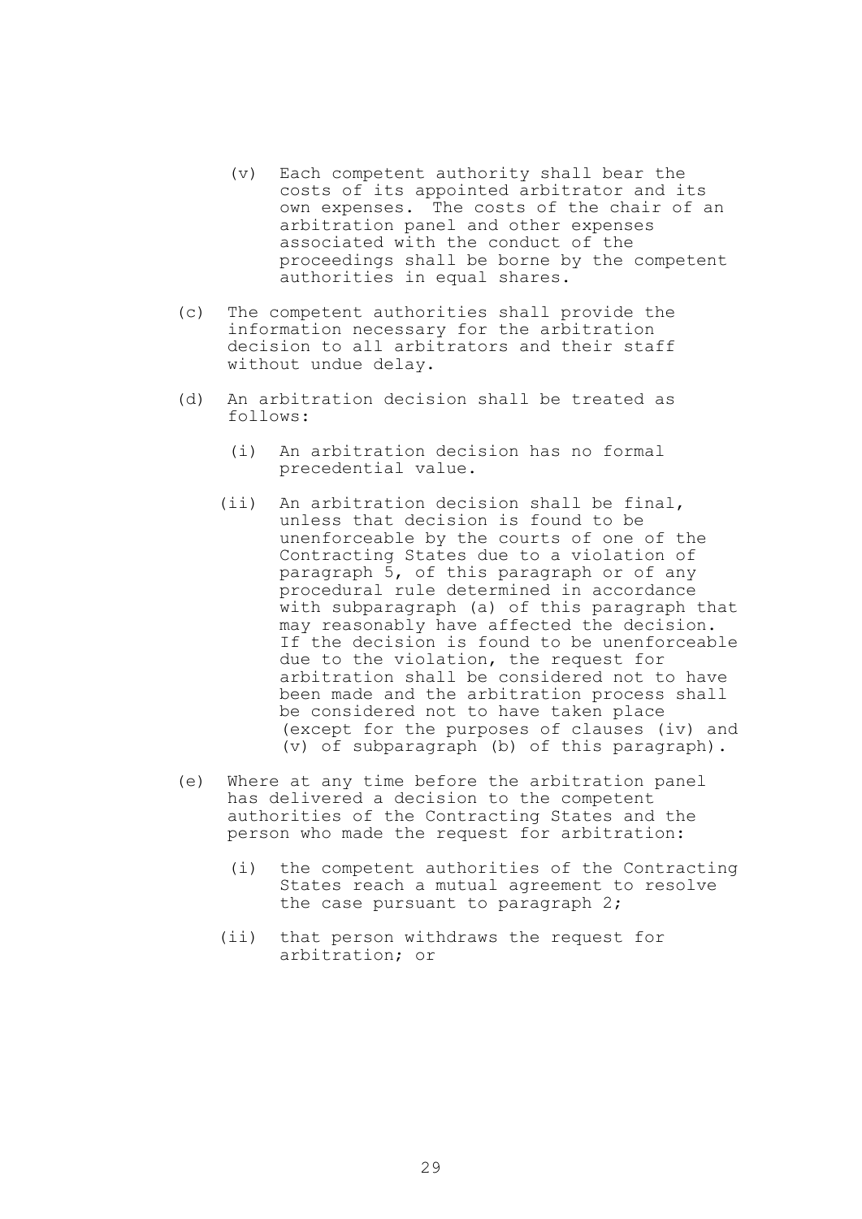(v) Each competent authority shall bear the costs of its appointed arbitrator and its own expenses. The costs of the chair of an arbitration panel and other expenses associated with the conduct of the proceedings shall be borne by the competent authorities in equal shares.

(c) The competent authorities shall provide the information necessary for the arbitration decision to all arbitrators and their staff without undue delay.

(d) An arbitration decision shall be treated as follows:

(i) An arbitration decision has no formal precedential value.

(ii) An arbitration decision shall be final, unless that decision is found to be unenforceable by the courts of one of the Contracting States due to a violation of paragraph 5, of this paragraph or of any procedural rule determined in accordance with subparagraph (a) of this paragraph that may reasonably have affected the decision. If the decision is found to be unenforceable due to the violation, the request for arbitration shall be considered not to have been made and the arbitration process shall be considered not to have taken place (except for the purposes of clauses (iv) and (v) of subparagraph (b) of this paragraph).

(e) Where at any time before the arbitration panel has delivered a decision to the competent authorities of the Contracting States and the person who made the request for arbitration:

(i) the competent authorities of the Contracting States reach a mutual agreement to resolve the case pursuant to paragraph 2;

(ii) that person withdraws the request for arbitration; or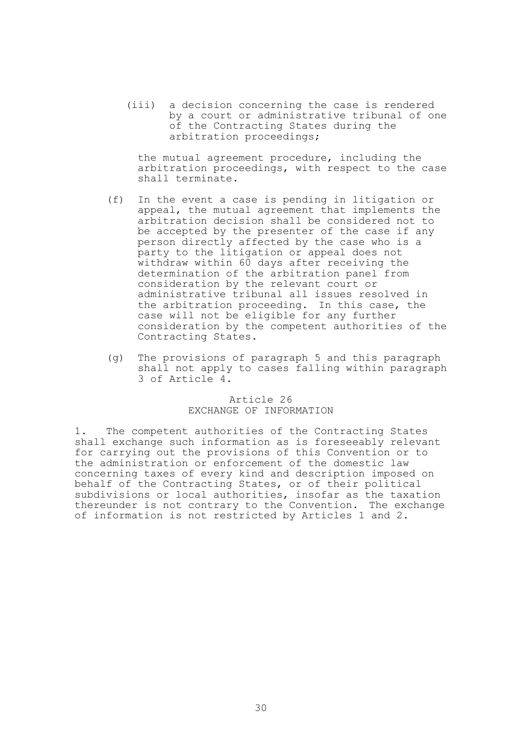(iii) a decision concerning the case is rendered by a court or administrative tribunal of one of the Contracting States during the arbitration proceedings;

the mutual agreement procedure, including the arbitration proceedings, with respect to the case shall terminate.

(f) In the event a case is pending in litigation or appeal, the mutual agreement that implements the arbitration decision shall be considered not to be accepted by the presenter of the case if any person directly affected by the case who is a party to the litigation or appeal does not withdraw within 60 days after receiving the determination of the arbitration panel from consideration by the relevant court or administrative tribunal all issues resolved in the arbitration proceeding. In this case, the case will not be eligible for any further consideration by the competent authorities of the Contracting States.

(g) The provisions of paragraph 5 and this paragraph shall not apply to cases falling within paragraph 3 of Article 4.

## Article 26
## EXCHANGE OF INFORMATION

1. The competent authorities of the Contracting States shall exchange such information as is foreseeably relevant for carrying out the provisions of this Convention or to the administration or enforcement of the domestic law concerning taxes of every kind and description imposed on behalf of the Contracting States, or of their political subdivisions or local authorities, insofar as the taxation thereunder is not contrary to the Convention. The exchange of information is not restricted by Articles 1 and 2.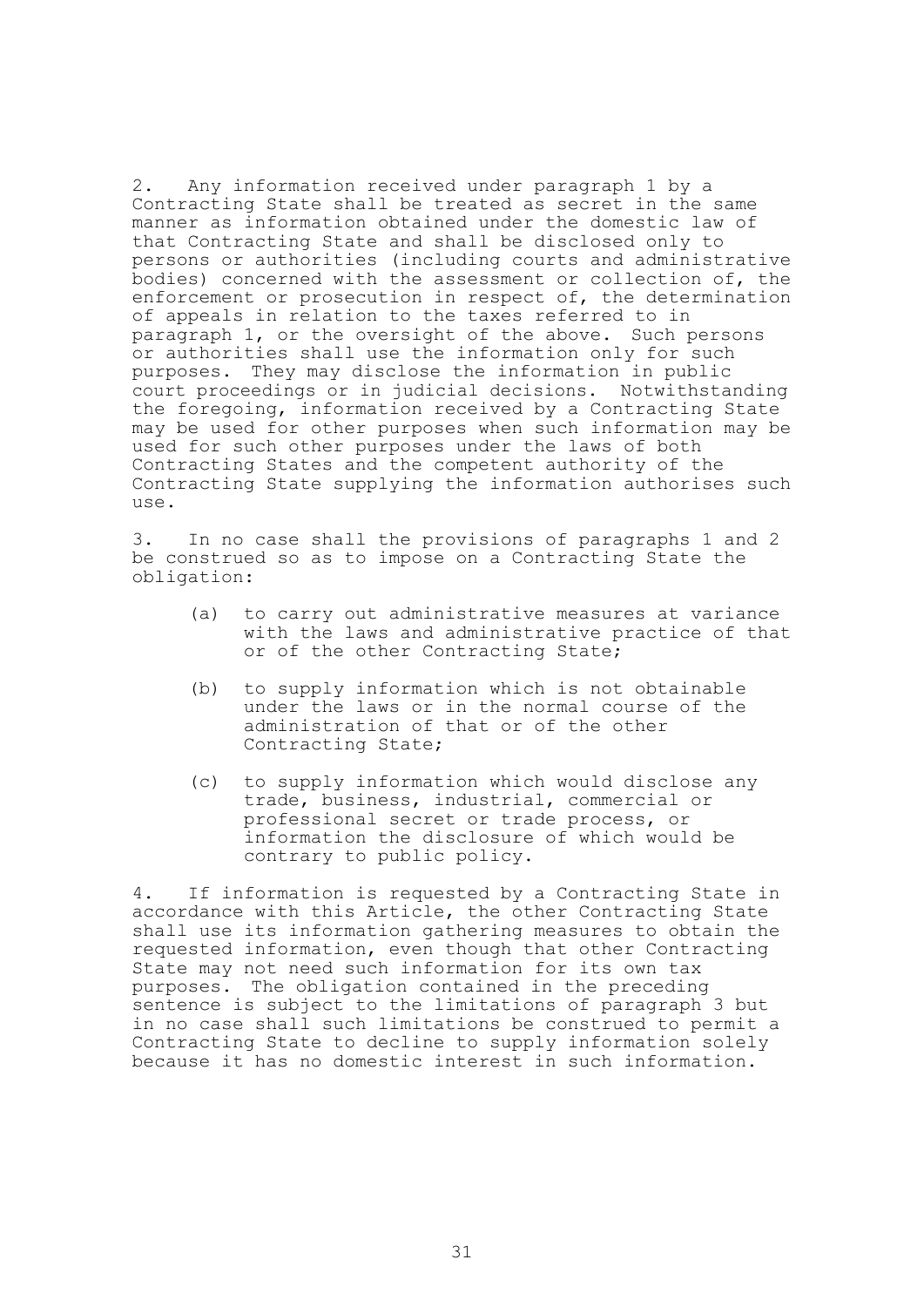2. Any information received under paragraph 1 by a Contracting State shall be treated as secret in the same manner as information obtained under the domestic law of that Contracting State and shall be disclosed only to persons or authorities (including courts and administrative bodies) concerned with the assessment or collection of, the enforcement or prosecution in respect of, the determination of appeals in relation to the taxes referred to in paragraph 1, or the oversight of the above. Such persons or authorities shall use the information only for such purposes. They may disclose the information in public court proceedings or in judicial decisions. Notwithstanding the foregoing, information received by a Contracting State may be used for other purposes when such information may be used for such other purposes under the laws of both Contracting States and the competent authority of the Contracting State supplying the information authorises such use.

3. In no case shall the provisions of paragraphs 1 and 2 be construed so as to impose on a Contracting State the obligation:

- (a) to carry out administrative measures at variance with the laws and administrative practice of that or of the other Contracting State;
- (b) to supply information which is not obtainable under the laws or in the normal course of the administration of that or of the other Contracting State;
- (c) to supply information which would disclose any trade, business, industrial, commercial or professional secret or trade process, or information the disclosure of which would be contrary to public policy.

4. If information is requested by a Contracting State in accordance with this Article, the other Contracting State shall use its information gathering measures to obtain the requested information, even though that other Contracting State may not need such information for its own tax purposes. The obligation contained in the preceding sentence is subject to the limitations of paragraph 3 but in no case shall such limitations be construed to permit a Contracting State to decline to supply information solely because it has no domestic interest in such information.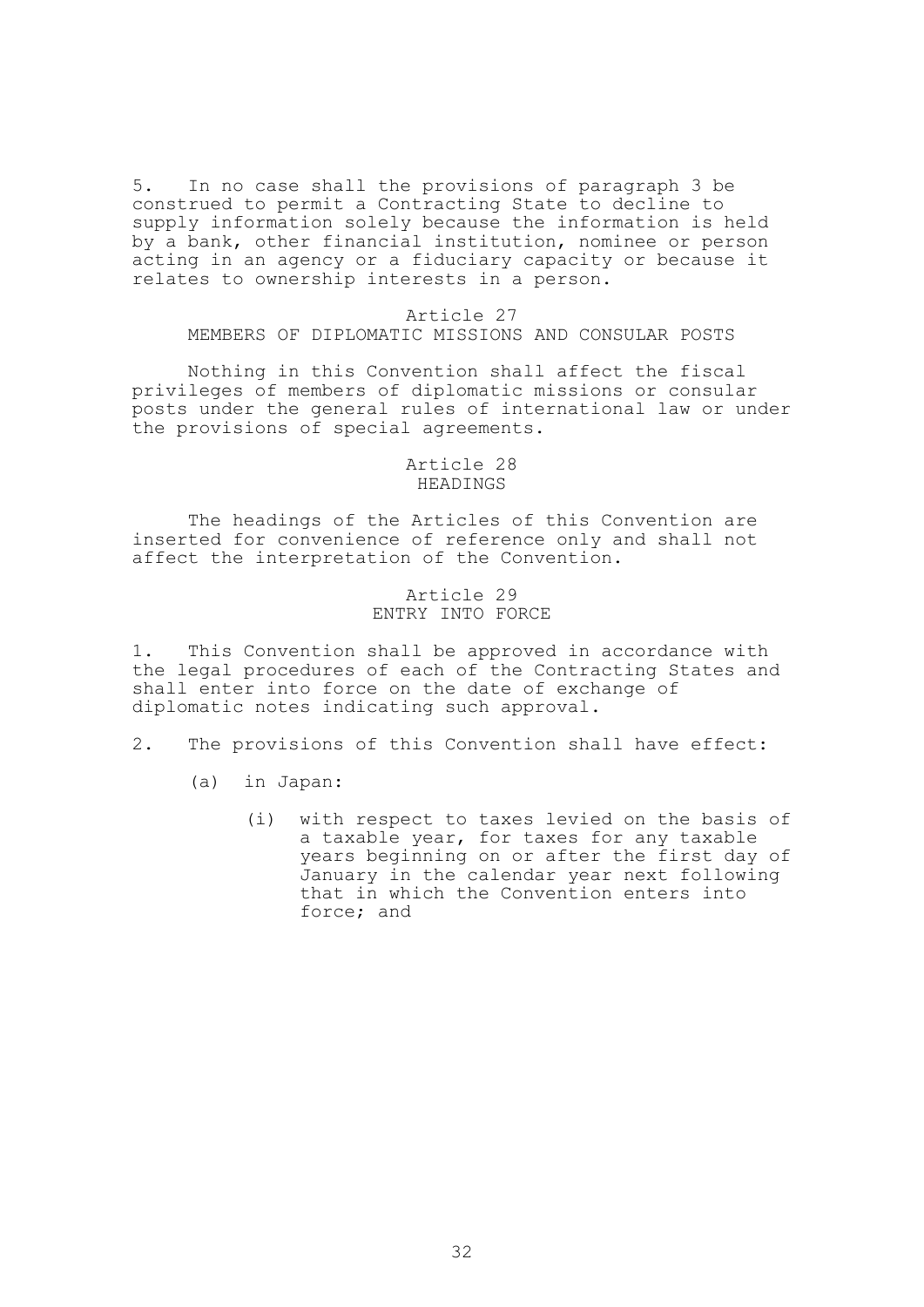5. In no case shall the provisions of paragraph 3 be construed to permit a Contracting State to decline to supply information solely because the information is held by a bank, other financial institution, nominee or person acting in an agency or a fiduciary capacity or because it relates to ownership interests in a person.

## Article 27
## MEMBERS OF DIPLOMATIC MISSIONS AND CONSULAR POSTS

Nothing in this Convention shall affect the fiscal privileges of members of diplomatic missions or consular posts under the general rules of international law or under the provisions of special agreements.

## Article 28
## HEADINGS

The headings of the Articles of this Convention are inserted for convenience of reference only and shall not affect the interpretation of the Convention.

## Article 29
## ENTRY INTO FORCE

1. This Convention shall be approved in accordance with the legal procedures of each of the Contracting States and shall enter into force on the date of exchange of diplomatic notes indicating such approval.

2. The provisions of this Convention shall have effect:

   (a) in Japan:

      (i) with respect to taxes levied on the basis of a taxable year, for taxes for any taxable years beginning on or after the first day of January in the calendar year next following that in which the Convention enters into force; and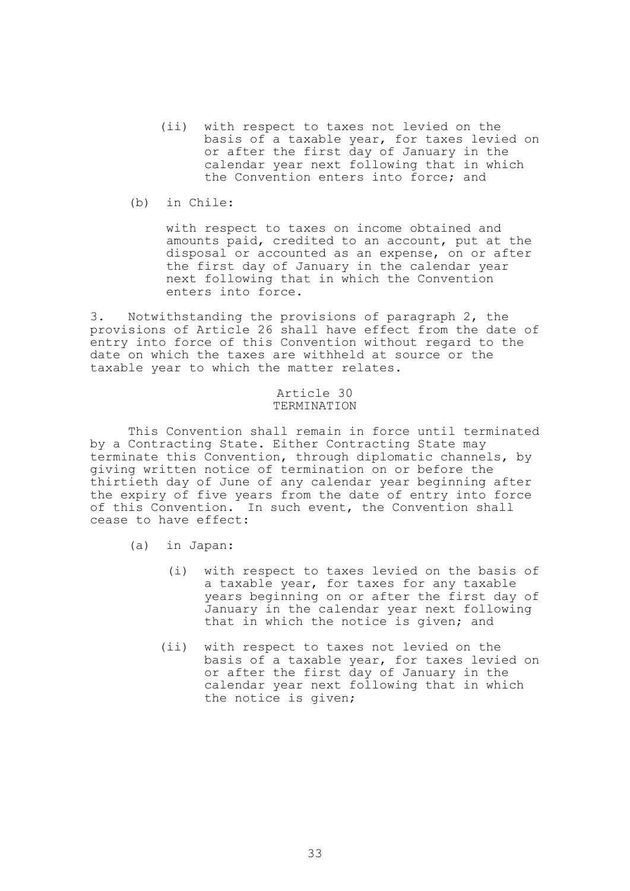(ii) with respect to taxes not levied on the basis of a taxable year, for taxes levied on or after the first day of January in the calendar year next following that in which the Convention enters into force; and

(b) in Chile:

with respect to taxes on income obtained and amounts paid, credited to an account, put at the disposal or accounted as an expense, on or after the first day of January in the calendar year next following that in which the Convention enters into force.

3. Notwithstanding the provisions of paragraph 2, the provisions of Article 26 shall have effect from the date of entry into force of this Convention without regard to the date on which the taxes are withheld at source or the taxable year to which the matter relates.

## Article 30
## TERMINATION

This Convention shall remain in force until terminated by a Contracting State. Either Contracting State may terminate this Convention, through diplomatic channels, by giving written notice of termination on or before the thirtieth day of June of any calendar year beginning after the expiry of five years from the date of entry into force of this Convention. In such event, the Convention shall cease to have effect:

(a) in Japan:

(i) with respect to taxes levied on the basis of a taxable year, for taxes for any taxable years beginning on or after the first day of January in the calendar year next following that in which the notice is given; and

(ii) with respect to taxes not levied on the basis of a taxable year, for taxes levied on or after the first day of January in the calendar year next following that in which the notice is given;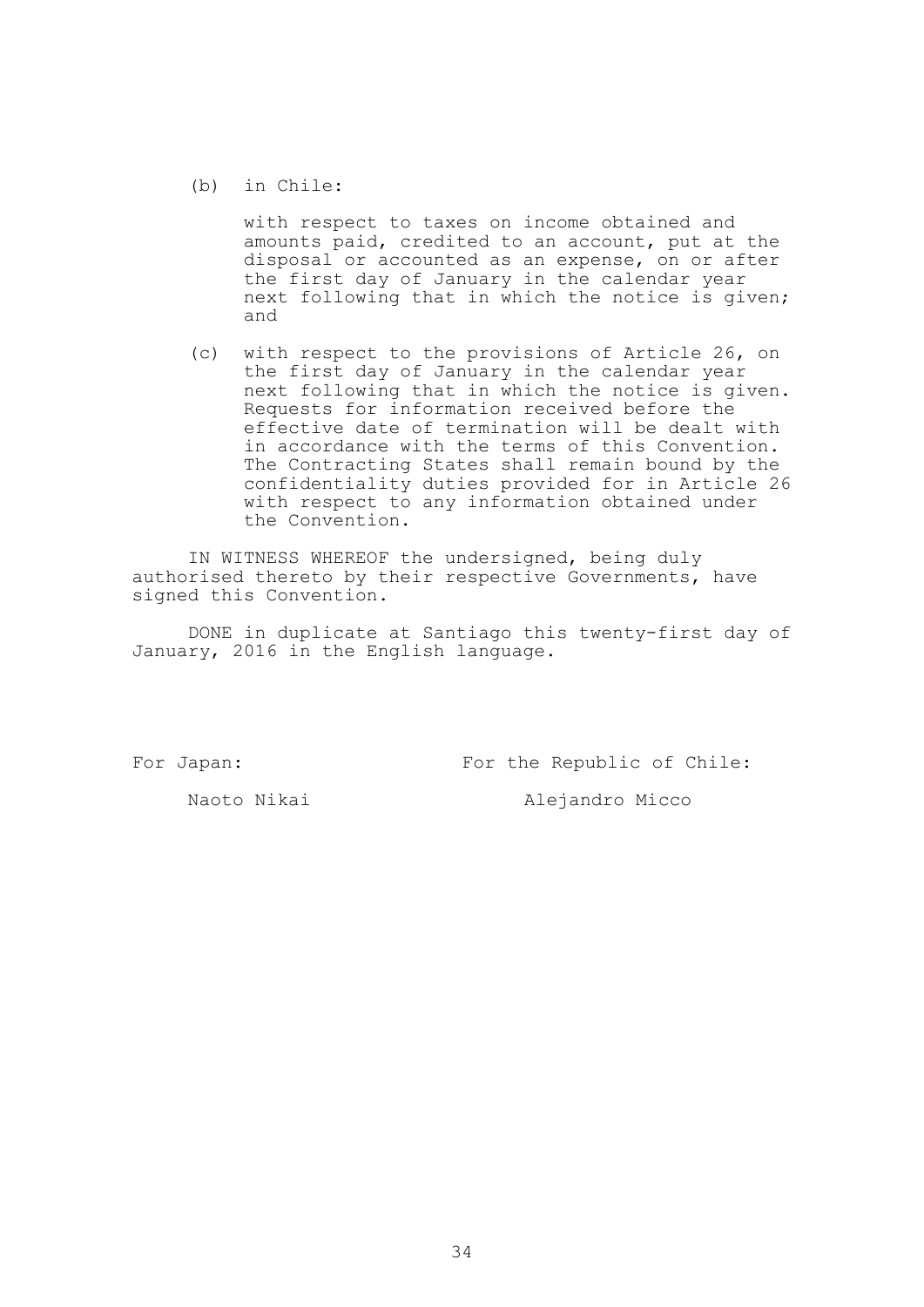(b) in Chile:

with respect to taxes on income obtained and amounts paid, credited to an account, put at the disposal or accounted as an expense, on or after the first day of January in the calendar year next following that in which the notice is given; and

(c) with respect to the provisions of Article 26, on the first day of January in the calendar year next following that in which the notice is given. Requests for information received before the effective date of termination will be dealt with in accordance with the terms of this Convention. The Contracting States shall remain bound by the confidentiality duties provided for in Article 26 with respect to any information obtained under the Convention.

IN WITNESS WHEREOF the undersigned, being duly authorised thereto by their respective Governments, have signed this Convention.

DONE in duplicate at Santiago this twenty-first day of January, 2016 in the English language.

| | |
|---|---|
| For Japan: | For the Republic of Chile: |
| Naoto Nikai | Alejandro Micco |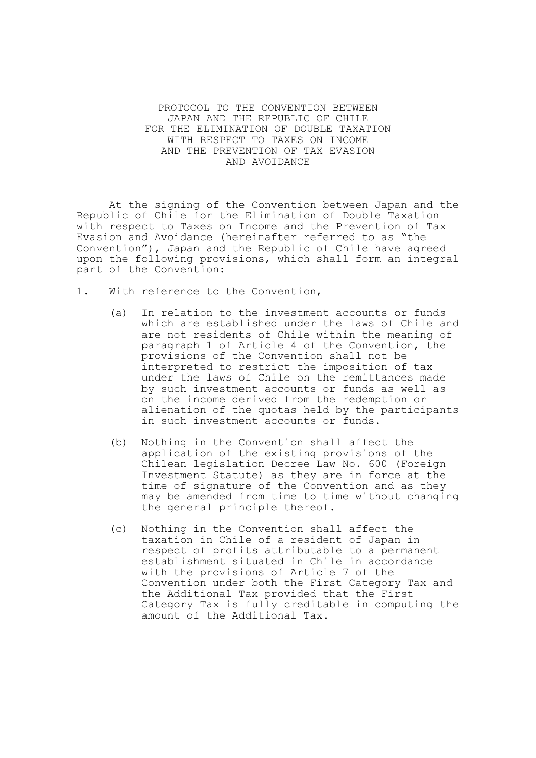# PROTOCOL TO THE CONVENTION BETWEEN JAPAN AND THE REPUBLIC OF CHILE FOR THE ELIMINATION OF DOUBLE TAXATION WITH RESPECT TO TAXES ON INCOME AND THE PREVENTION OF TAX EVASION AND AVOIDANCE

At the signing of the Convention between Japan and the Republic of Chile for the Elimination of Double Taxation with respect to Taxes on Income and the Prevention of Tax Evasion and Avoidance (hereinafter referred to as "the Convention"), Japan and the Republic of Chile have agreed upon the following provisions, which shall form an integral part of the Convention:

1. With reference to the Convention,

   (a) In relation to the investment accounts or funds which are established under the laws of Chile and are not residents of Chile within the meaning of paragraph 1 of Article 4 of the Convention, the provisions of the Convention shall not be interpreted to restrict the imposition of tax under the laws of Chile on the remittances made by such investment accounts or funds as well as on the income derived from the redemption or alienation of the quotas held by the participants in such investment accounts or funds.

   (b) Nothing in the Convention shall affect the application of the existing provisions of the Chilean legislation Decree Law No. 600 (Foreign Investment Statute) as they are in force at the time of signature of the Convention and as they may be amended from time to time without changing the general principle thereof.

   (c) Nothing in the Convention shall affect the taxation in Chile of a resident of Japan in respect of profits attributable to a permanent establishment situated in Chile in accordance with the provisions of Article 7 of the Convention under both the First Category Tax and the Additional Tax provided that the First Category Tax is fully creditable in computing the amount of the Additional Tax.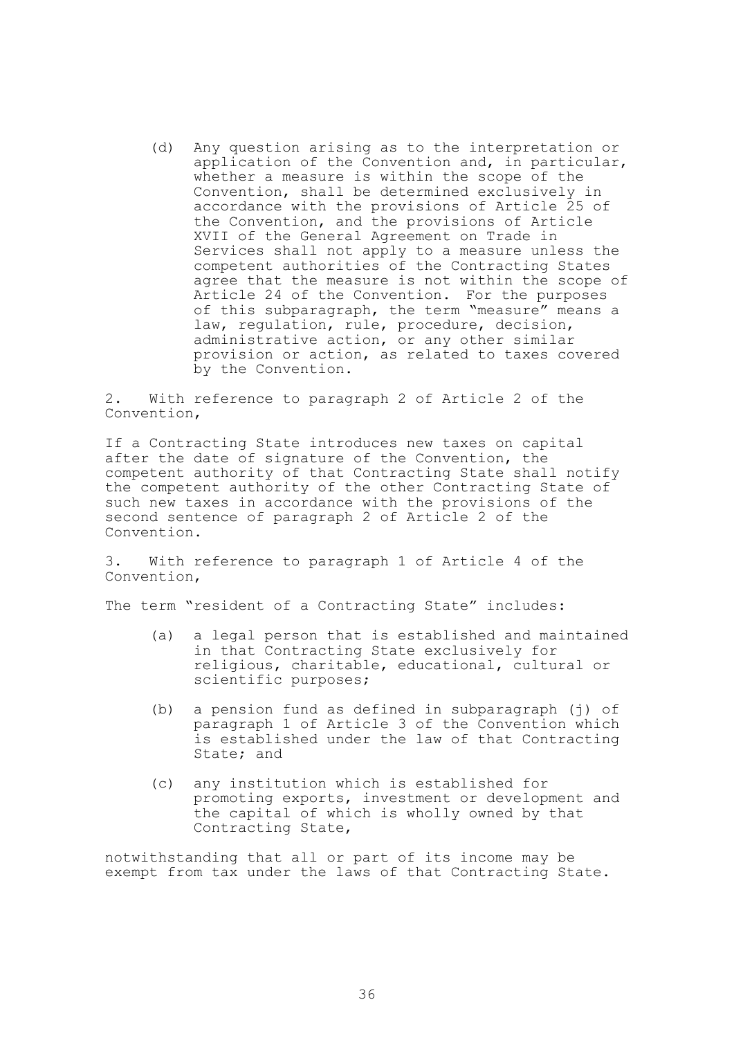(d) Any question arising as to the interpretation or application of the Convention and, in particular, whether a measure is within the scope of the Convention, shall be determined exclusively in accordance with the provisions of Article 25 of the Convention, and the provisions of Article XVII of the General Agreement on Trade in Services shall not apply to a measure unless the competent authorities of the Contracting States agree that the measure is not within the scope of Article 24 of the Convention. For the purposes of this subparagraph, the term "measure" means a law, regulation, rule, procedure, decision, administrative action, or any other similar provision or action, as related to taxes covered by the Convention.

2. With reference to paragraph 2 of Article 2 of the Convention,

If a Contracting State introduces new taxes on capital after the date of signature of the Convention, the competent authority of that Contracting State shall notify the competent authority of the other Contracting State of such new taxes in accordance with the provisions of the second sentence of paragraph 2 of Article 2 of the Convention.

3. With reference to paragraph 1 of Article 4 of the Convention,

The term "resident of a Contracting State" includes:

(a) a legal person that is established and maintained in that Contracting State exclusively for religious, charitable, educational, cultural or scientific purposes;

(b) a pension fund as defined in subparagraph (j) of paragraph 1 of Article 3 of the Convention which is established under the law of that Contracting State; and

(c) any institution which is established for promoting exports, investment or development and the capital of which is wholly owned by that Contracting State,

notwithstanding that all or part of its income may be exempt from tax under the laws of that Contracting State.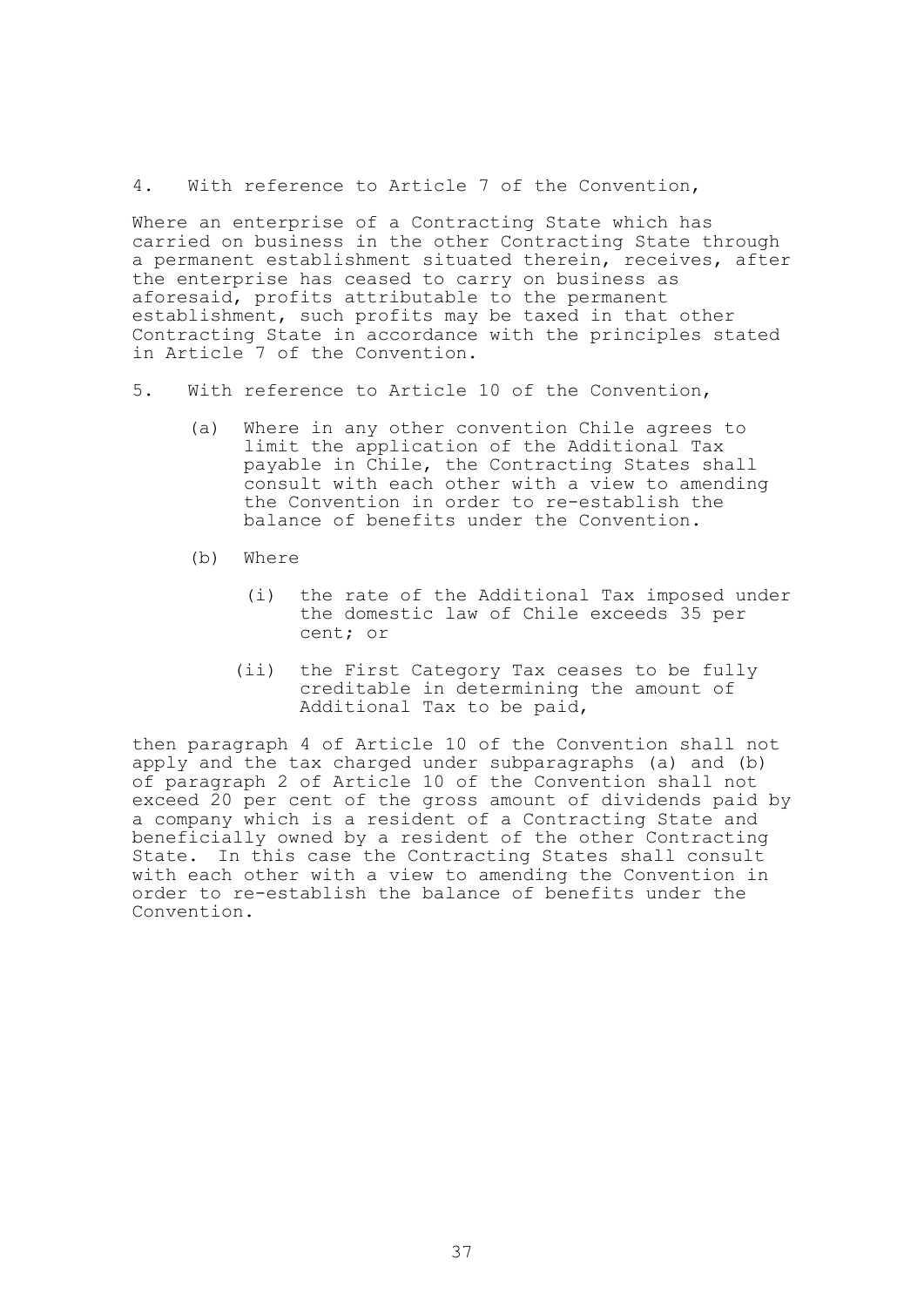4. With reference to Article 7 of the Convention,

Where an enterprise of a Contracting State which has carried on business in the other Contracting State through a permanent establishment situated therein, receives, after the enterprise has ceased to carry on business as aforesaid, profits attributable to the permanent establishment, such profits may be taxed in that other Contracting State in accordance with the principles stated in Article 7 of the Convention.

5. With reference to Article 10 of the Convention,

   (a) Where in any other convention Chile agrees to limit the application of the Additional Tax payable in Chile, the Contracting States shall consult with each other with a view to amending the Convention in order to re-establish the balance of benefits under the Convention.

   (b) Where

      (i) the rate of the Additional Tax imposed under the domestic law of Chile exceeds 35 per cent; or

      (ii) the First Category Tax ceases to be fully creditable in determining the amount of Additional Tax to be paid,

then paragraph 4 of Article 10 of the Convention shall not apply and the tax charged under subparagraphs (a) and (b) of paragraph 2 of Article 10 of the Convention shall not exceed 20 per cent of the gross amount of dividends paid by a company which is a resident of a Contracting State and beneficially owned by a resident of the other Contracting State. In this case the Contracting States shall consult with each other with a view to amending the Convention in order to re-establish the balance of benefits under the Convention.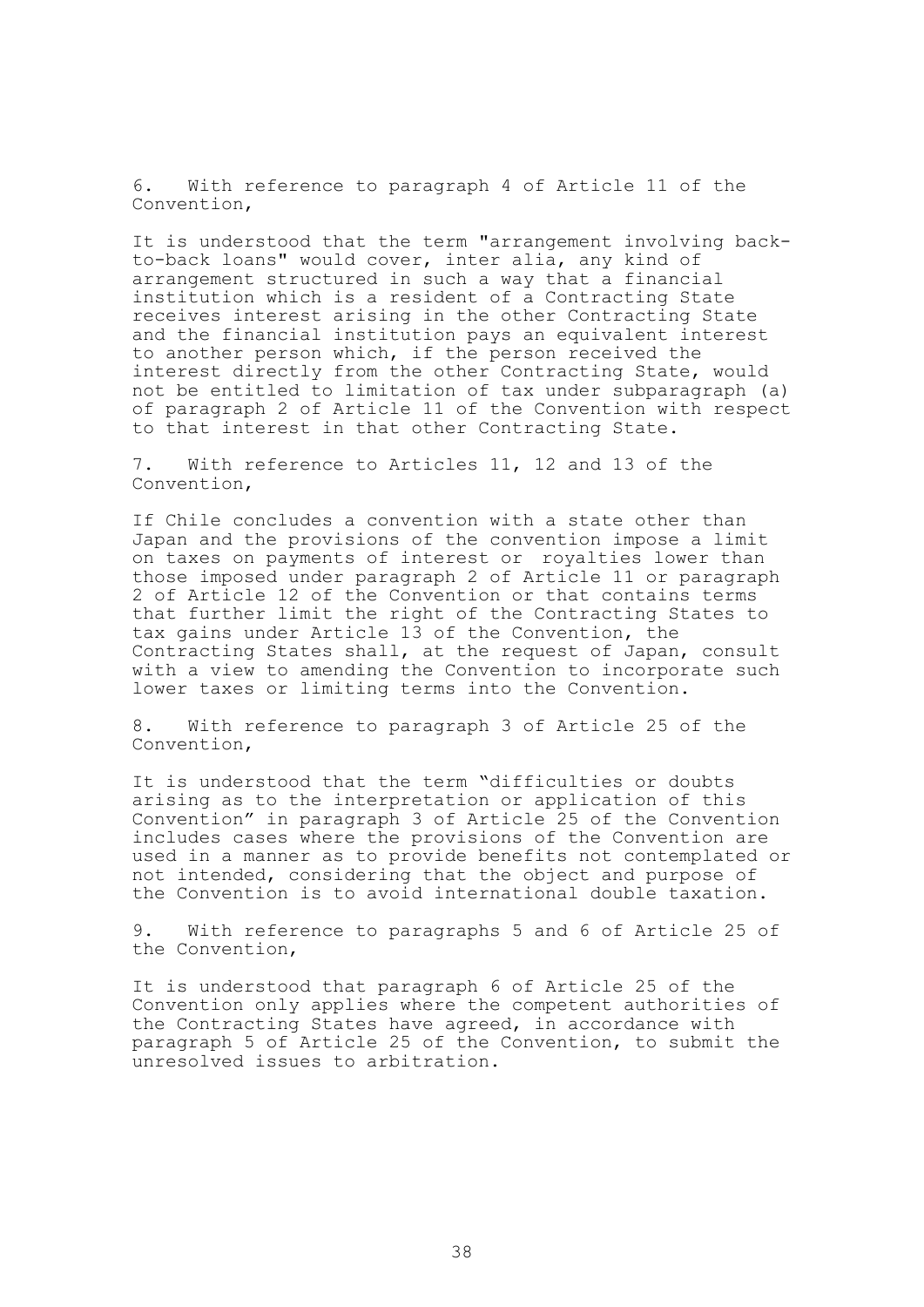6. With reference to paragraph 4 of Article 11 of the Convention,

It is understood that the term "arrangement involving back-to-back loans" would cover, inter alia, any kind of arrangement structured in such a way that a financial institution which is a resident of a Contracting State receives interest arising in the other Contracting State and the financial institution pays an equivalent interest to another person which, if the person received the interest directly from the other Contracting State, would not be entitled to limitation of tax under subparagraph (a) of paragraph 2 of Article 11 of the Convention with respect to that interest in that other Contracting State.

7. With reference to Articles 11, 12 and 13 of the Convention,

If Chile concludes a convention with a state other than Japan and the provisions of the convention impose a limit on taxes on payments of interest or royalties lower than those imposed under paragraph 2 of Article 11 or paragraph 2 of Article 12 of the Convention or that contains terms that further limit the right of the Contracting States to tax gains under Article 13 of the Convention, the Contracting States shall, at the request of Japan, consult with a view to amending the Convention to incorporate such lower taxes or limiting terms into the Convention.

8. With reference to paragraph 3 of Article 25 of the Convention,

It is understood that the term "difficulties or doubts arising as to the interpretation or application of this Convention" in paragraph 3 of Article 25 of the Convention includes cases where the provisions of the Convention are used in a manner as to provide benefits not contemplated or not intended, considering that the object and purpose of the Convention is to avoid international double taxation.

9. With reference to paragraphs 5 and 6 of Article 25 of the Convention,

It is understood that paragraph 6 of Article 25 of the Convention only applies where the competent authorities of the Contracting States have agreed, in accordance with paragraph 5 of Article 25 of the Convention, to submit the unresolved issues to arbitration.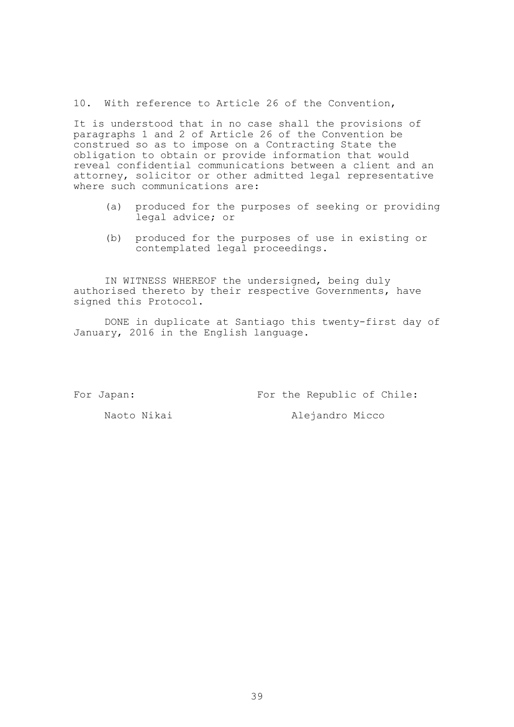10. With reference to Article 26 of the Convention,

It is understood that in no case shall the provisions of paragraphs 1 and 2 of Article 26 of the Convention be construed so as to impose on a Contracting State the obligation to obtain or provide information that would reveal confidential communications between a client and an attorney, solicitor or other admitted legal representative where such communications are:

(a) produced for the purposes of seeking or providing legal advice; or

(b) produced for the purposes of use in existing or contemplated legal proceedings.

IN WITNESS WHEREOF the undersigned, being duly authorised thereto by their respective Governments, have signed this Protocol.

DONE in duplicate at Santiago this twenty-first day of January, 2016 in the English language.

| | |
|---|---|
| For Japan: | For the Republic of Chile: |
| Naoto Nikai | Alejandro Micco |